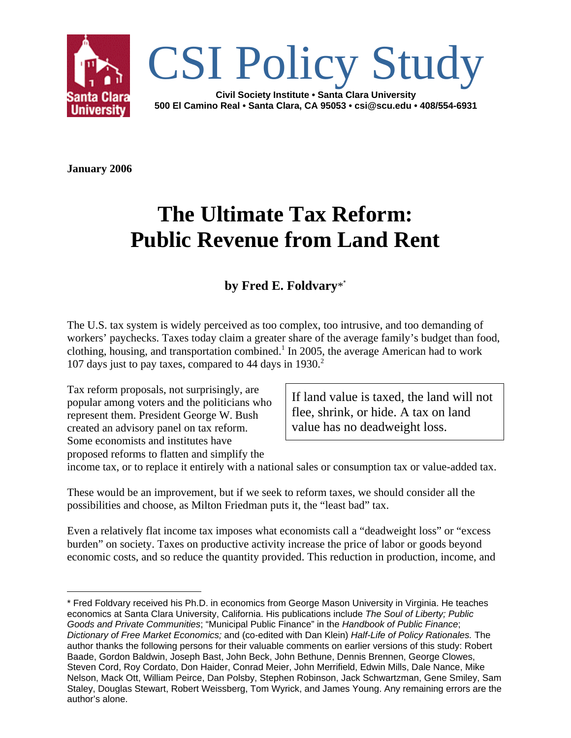# CSI Policy Study

**Civil Society Institute • Santa Clara University**
**500 El Camino Real • Santa Clara, CA 95053 • csi@scu.edu • 408/554-6931**

**January 2006**

# The Ultimate Tax Reform: Public Revenue from Land Rent

## by Fred E. Foldvary*

The U.S. tax system is widely perceived as too complex, too intrusive, and too demanding of workers' paychecks. Taxes today claim a greater share of the average family's budget than food, clothing, housing, and transportation combined.[1] In 2005, the average American had to work 107 days just to pay taxes, compared to 44 days in 1930.[2]

> If land value is taxed, the land will not flee, shrink, or hide. A tax on land value has no deadweight loss.

Tax reform proposals, not surprisingly, are popular among voters and the politicians who represent them. President George W. Bush created an advisory panel on tax reform. Some economists and institutes have proposed reforms to flatten and simplify the income tax, or to replace it entirely with a national sales or consumption tax or value-added tax.

These would be an improvement, but if we seek to reform taxes, we should consider all the possibilities and choose, as Milton Friedman puts it, the "least bad" tax.

Even a relatively flat income tax imposes what economists call a "deadweight loss" or "excess burden" on society. Taxes on productive activity increase the price of labor or goods beyond economic costs, and so reduce the quantity provided. This reduction in production, income, and

---

* Fred Foldvary received his Ph.D. in economics from George Mason University in Virginia. He teaches economics at Santa Clara University, California. His publications include *The Soul of Liberty; Public Goods and Private Communities*; "Municipal Public Finance" in the *Handbook of Public Finance*; *Dictionary of Free Market Economics;* and (co-edited with Dan Klein) *Half-Life of Policy Rationales.* The author thanks the following persons for their valuable comments on earlier versions of this study: Robert Baade, Gordon Baldwin, Joseph Bast, John Beck, John Bethune, Dennis Brennen, George Clowes, Steven Cord, Roy Cordato, Don Haider, Conrad Meier, John Merrifield, Edwin Mills, Dale Nance, Mike Nelson, Mack Ott, William Peirce, Dan Polsby, Stephen Robinson, Jack Schwartzman, Gene Smiley, Sam Staley, Douglas Stewart, Robert Weissberg, Tom Wyrick, and James Young. Any remaining errors are the author's alone.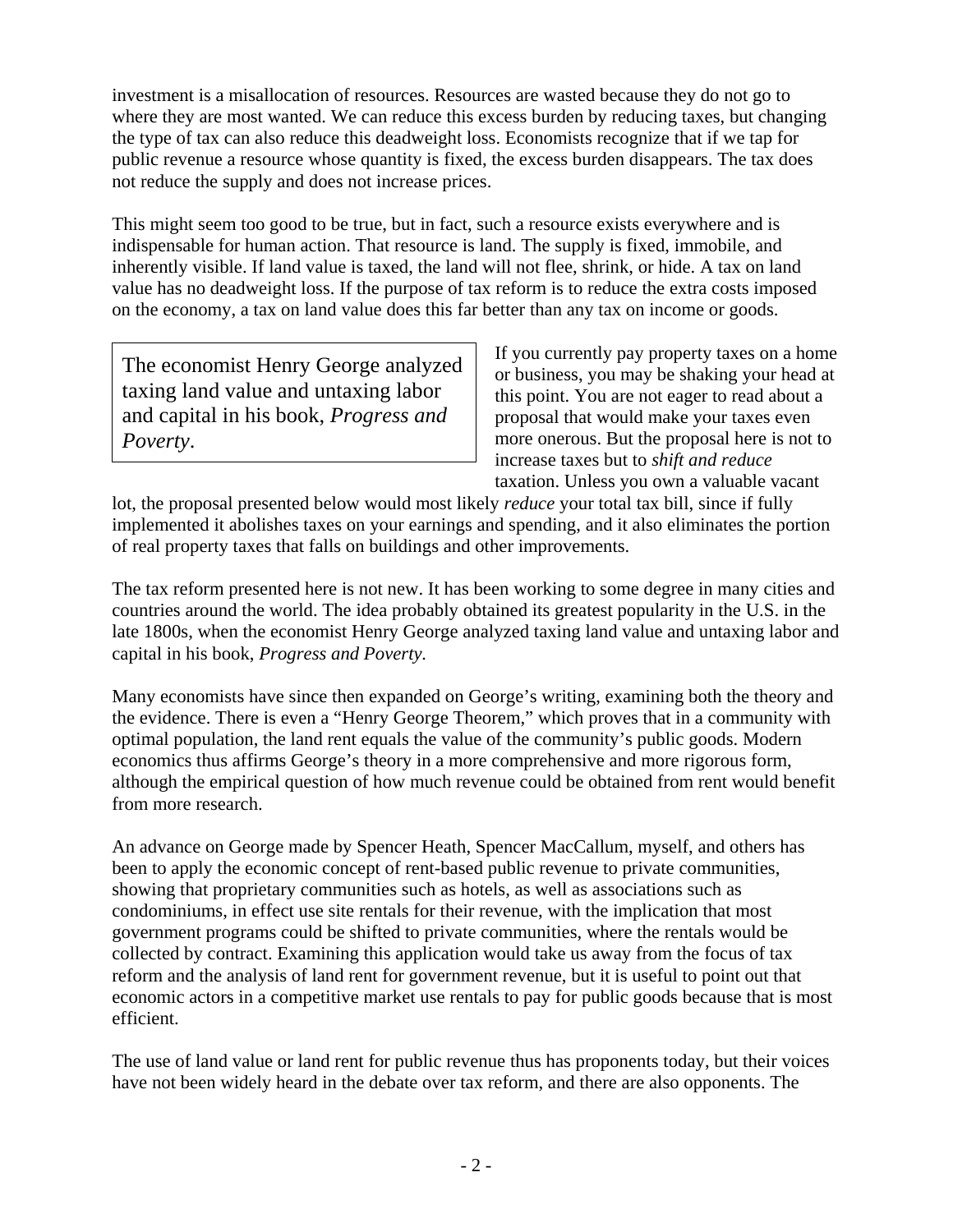investment is a misallocation of resources. Resources are wasted because they do not go to where they are most wanted. We can reduce this excess burden by reducing taxes, but changing the type of tax can also reduce this deadweight loss. Economists recognize that if we tap for public revenue a resource whose quantity is fixed, the excess burden disappears. The tax does not reduce the supply and does not increase prices.

This might seem too good to be true, but in fact, such a resource exists everywhere and is indispensable for human action. That resource is land. The supply is fixed, immobile, and inherently visible. If land value is taxed, the land will not flee, shrink, or hide. A tax on land value has no deadweight loss. If the purpose of tax reform is to reduce the extra costs imposed on the economy, a tax on land value does this far better than any tax on income or goods.

> The economist Henry George analyzed taxing land value and untaxing labor and capital in his book, *Progress and Poverty*.

If you currently pay property taxes on a home or business, you may be shaking your head at this point. You are not eager to read about a proposal that would make your taxes even more onerous. But the proposal here is not to increase taxes but to *shift and reduce* taxation. Unless you own a valuable vacant lot, the proposal presented below would most likely *reduce* your total tax bill, since if fully implemented it abolishes taxes on your earnings and spending, and it also eliminates the portion of real property taxes that falls on buildings and other improvements.

The tax reform presented here is not new. It has been working to some degree in many cities and countries around the world. The idea probably obtained its greatest popularity in the U.S. in the late 1800s, when the economist Henry George analyzed taxing land value and untaxing labor and capital in his book, *Progress and Poverty*.

Many economists have since then expanded on George's writing, examining both the theory and the evidence. There is even a "Henry George Theorem," which proves that in a community with optimal population, the land rent equals the value of the community's public goods. Modern economics thus affirms George's theory in a more comprehensive and more rigorous form, although the empirical question of how much revenue could be obtained from rent would benefit from more research.

An advance on George made by Spencer Heath, Spencer MacCallum, myself, and others has been to apply the economic concept of rent-based public revenue to private communities, showing that proprietary communities such as hotels, as well as associations such as condominiums, in effect use site rentals for their revenue, with the implication that most government programs could be shifted to private communities, where the rentals would be collected by contract. Examining this application would take us away from the focus of tax reform and the analysis of land rent for government revenue, but it is useful to point out that economic actors in a competitive market use rentals to pay for public goods because that is most efficient.

The use of land value or land rent for public revenue thus has proponents today, but their voices have not been widely heard in the debate over tax reform, and there are also opponents. The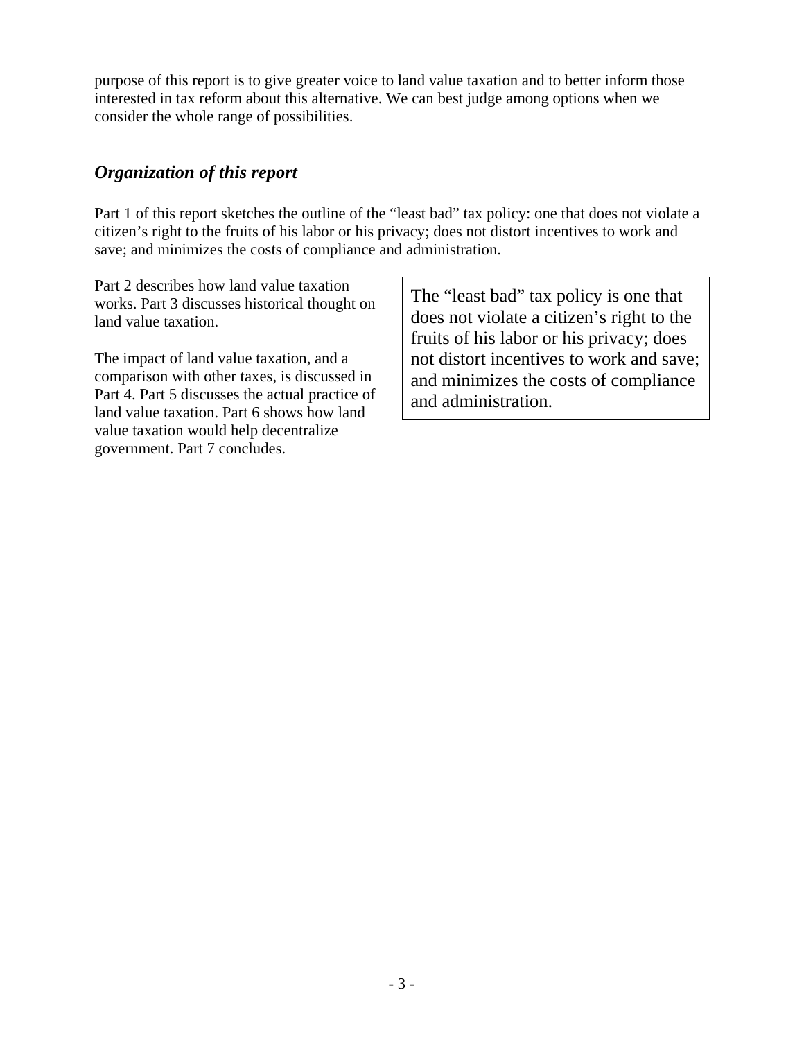purpose of this report is to give greater voice to land value taxation and to better inform those interested in tax reform about this alternative. We can best judge among options when we consider the whole range of possibilities.

## *Organization of this report*

Part 1 of this report sketches the outline of the "least bad" tax policy: one that does not violate a citizen's right to the fruits of his labor or his privacy; does not distort incentives to work and save; and minimizes the costs of compliance and administration.

Part 2 describes how land value taxation works. Part 3 discusses historical thought on land value taxation.

The impact of land value taxation, and a comparison with other taxes, is discussed in Part 4. Part 5 discusses the actual practice of land value taxation. Part 6 shows how land value taxation would help decentralize government. Part 7 concludes.

> The "least bad" tax policy is one that does not violate a citizen's right to the fruits of his labor or his privacy; does not distort incentives to work and save; and minimizes the costs of compliance and administration.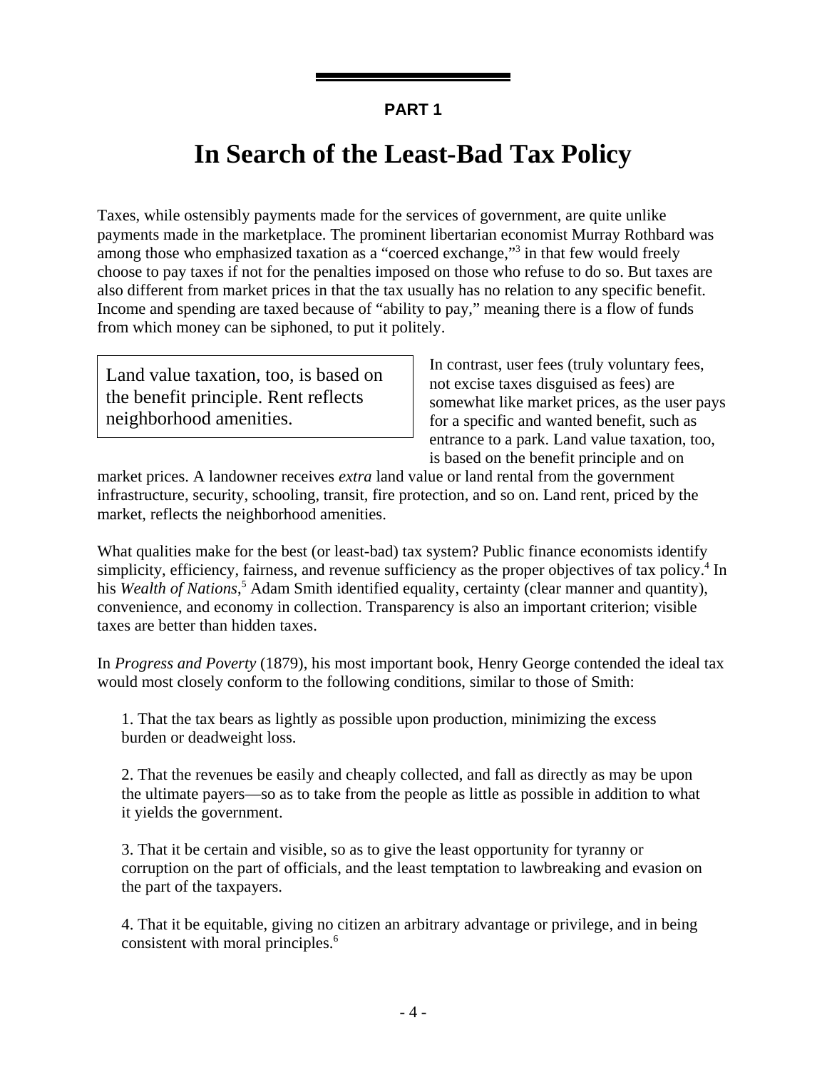**PART 1**

# In Search of the Least-Bad Tax Policy

Taxes, while ostensibly payments made for the services of government, are quite unlike payments made in the marketplace. The prominent libertarian economist Murray Rothbard was among those who emphasized taxation as a "coerced exchange,"[3] in that few would freely choose to pay taxes if not for the penalties imposed on those who refuse to do so. But taxes are also different from market prices in that the tax usually has no relation to any specific benefit. Income and spending are taxed because of "ability to pay," meaning there is a flow of funds from which money can be siphoned, to put it politely.

> Land value taxation, too, is based on the benefit principle. Rent reflects neighborhood amenities.

In contrast, user fees (truly voluntary fees, not excise taxes disguised as fees) are somewhat like market prices, as the user pays for a specific and wanted benefit, such as entrance to a park. Land value taxation, too, is based on the benefit principle and on market prices. A landowner receives *extra* land value or land rental from the government infrastructure, security, schooling, transit, fire protection, and so on. Land rent, priced by the market, reflects the neighborhood amenities.

What qualities make for the best (or least-bad) tax system? Public finance economists identify simplicity, efficiency, fairness, and revenue sufficiency as the proper objectives of tax policy.[4] In his *Wealth of Nations*,[5] Adam Smith identified equality, certainty (clear manner and quantity), convenience, and economy in collection. Transparency is also an important criterion; visible taxes are better than hidden taxes.

In *Progress and Poverty* (1879), his most important book, Henry George contended the ideal tax would most closely conform to the following conditions, similar to those of Smith:

1. That the tax bears as lightly as possible upon production, minimizing the excess burden or deadweight loss.

2. That the revenues be easily and cheaply collected, and fall as directly as may be upon the ultimate payers—so as to take from the people as little as possible in addition to what it yields the government.

3. That it be certain and visible, so as to give the least opportunity for tyranny or corruption on the part of officials, and the least temptation to lawbreaking and evasion on the part of the taxpayers.

4. That it be equitable, giving no citizen an arbitrary advantage or privilege, and in being consistent with moral principles.[6]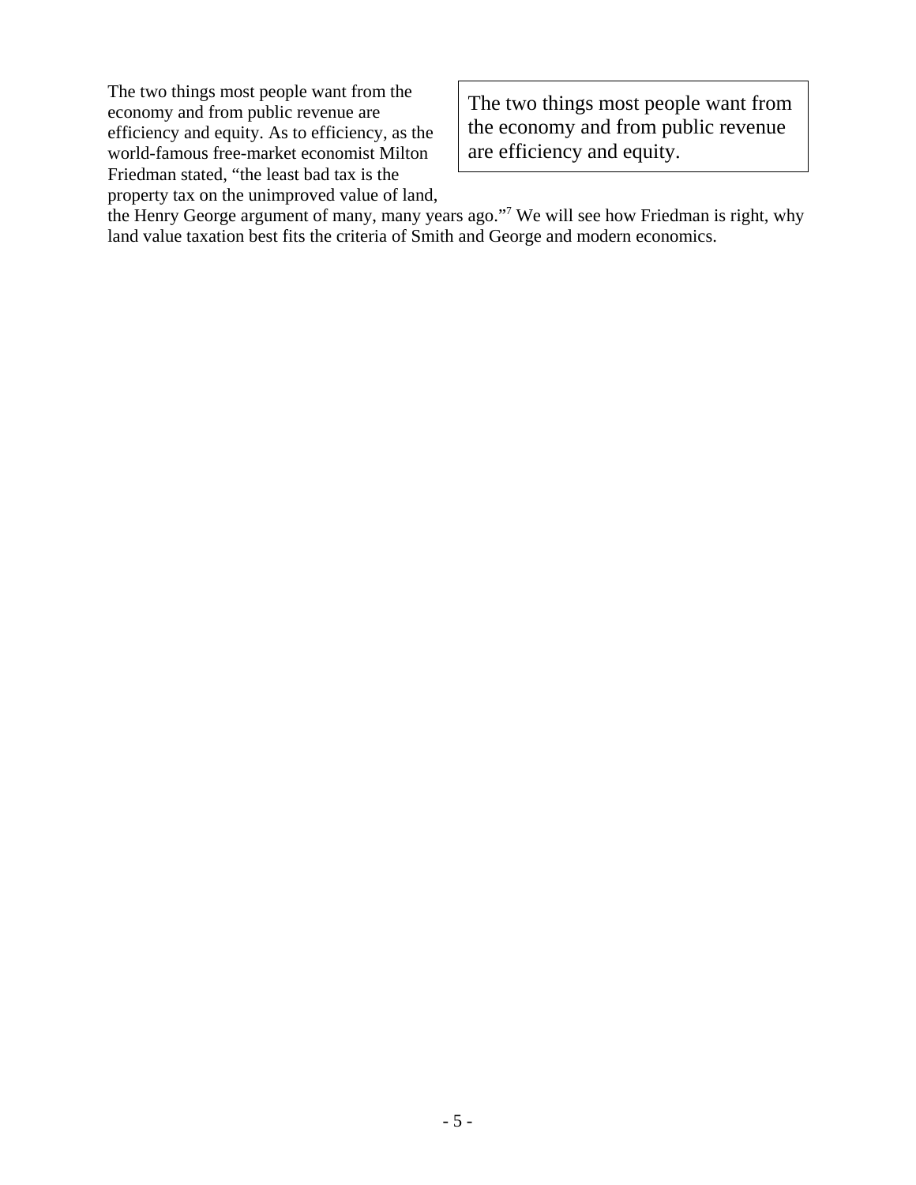The two things most people want from the economy and from public revenue are efficiency and equity. As to efficiency, as the world-famous free-market economist Milton Friedman stated, "the least bad tax is the property tax on the unimproved value of land, the Henry George argument of many, many years ago."[7] We will see how Friedman is right, why land value taxation best fits the criteria of Smith and George and modern economics.

> The two things most people want from the economy and from public revenue are efficiency and equity.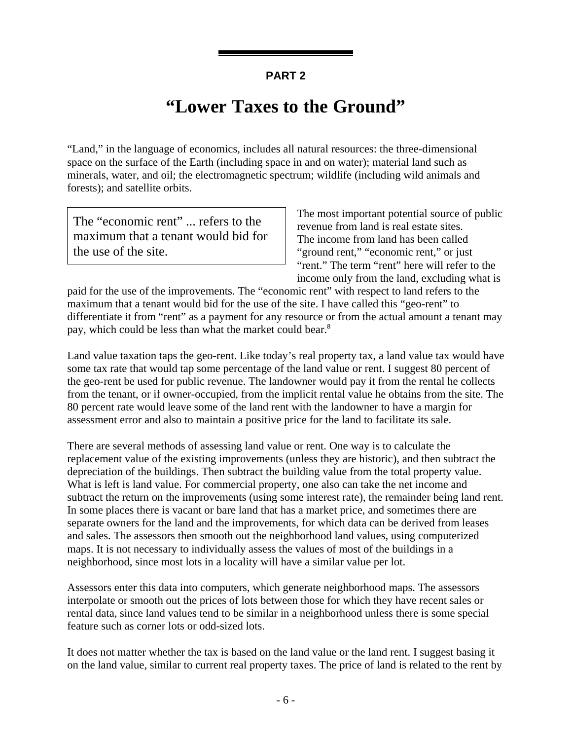**PART 2**

# "Lower Taxes to the Ground"

"Land," in the language of economics, includes all natural resources: the three-dimensional space on the surface of the Earth (including space in and on water); material land such as minerals, water, and oil; the electromagnetic spectrum; wildlife (including wild animals and forests); and satellite orbits.

> The "economic rent" ... refers to the maximum that a tenant would bid for the use of the site.

The most important potential source of public revenue from land is real estate sites. The income from land has been called "ground rent," "economic rent," or just "rent." The term "rent" here will refer to the income only from the land, excluding what is paid for the use of the improvements. The "economic rent" with respect to land refers to the maximum that a tenant would bid for the use of the site. I have called this "geo-rent" to differentiate it from "rent" as a payment for any resource or from the actual amount a tenant may pay, which could be less than what the market could bear.[8]

Land value taxation taps the geo-rent. Like today's real property tax, a land value tax would have some tax rate that would tap some percentage of the land value or rent. I suggest 80 percent of the geo-rent be used for public revenue. The landowner would pay it from the rental he collects from the tenant, or if owner-occupied, from the implicit rental value he obtains from the site. The 80 percent rate would leave some of the land rent with the landowner to have a margin for assessment error and also to maintain a positive price for the land to facilitate its sale.

There are several methods of assessing land value or rent. One way is to calculate the replacement value of the existing improvements (unless they are historic), and then subtract the depreciation of the buildings. Then subtract the building value from the total property value. What is left is land value. For commercial property, one also can take the net income and subtract the return on the improvements (using some interest rate), the remainder being land rent. In some places there is vacant or bare land that has a market price, and sometimes there are separate owners for the land and the improvements, for which data can be derived from leases and sales. The assessors then smooth out the neighborhood land values, using computerized maps. It is not necessary to individually assess the values of most of the buildings in a neighborhood, since most lots in a locality will have a similar value per lot.

Assessors enter this data into computers, which generate neighborhood maps. The assessors interpolate or smooth out the prices of lots between those for which they have recent sales or rental data, since land values tend to be similar in a neighborhood unless there is some special feature such as corner lots or odd-sized lots.

It does not matter whether the tax is based on the land value or the land rent. I suggest basing it on the land value, similar to current real property taxes. The price of land is related to the rent by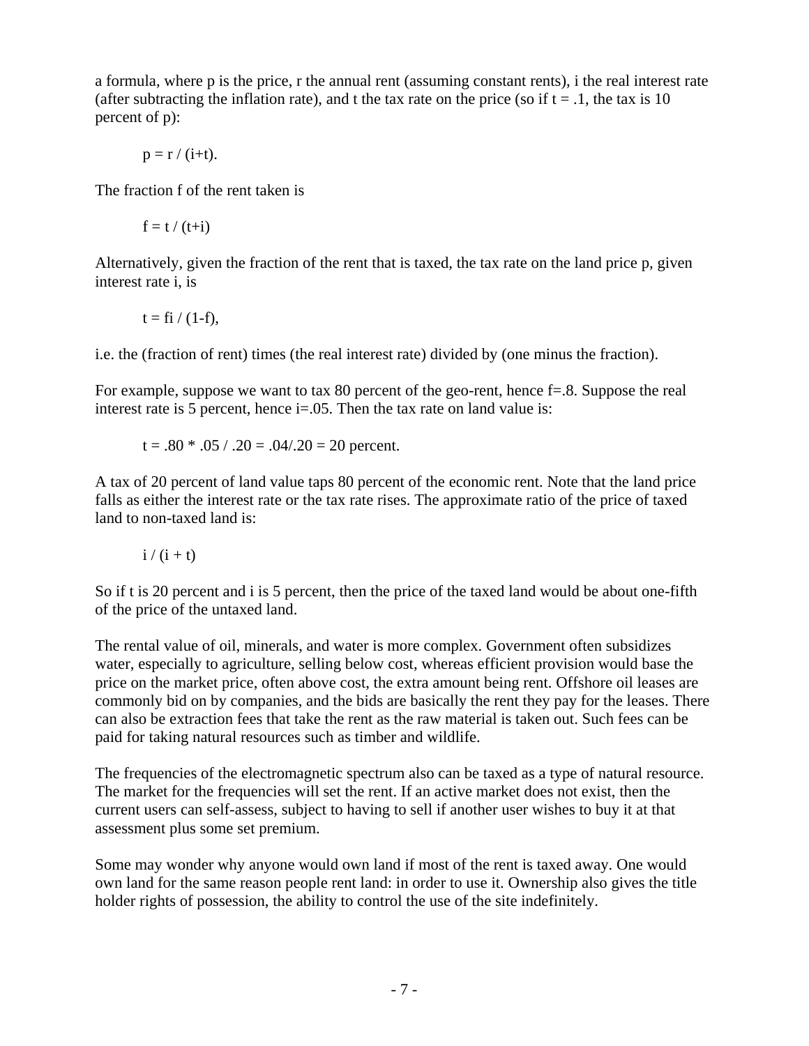a formula, where p is the price, r the annual rent (assuming constant rents), i the real interest rate (after subtracting the inflation rate), and t the tax rate on the price (so if $t = .1$, the tax is 10 percent of p):

$$p = r / (i+t).$$

The fraction f of the rent taken is

$$f = t / (t+i)$$

Alternatively, given the fraction of the rent that is taxed, the tax rate on the land price p, given interest rate i, is

$$t = fi / (1-f),$$

i.e. the (fraction of rent) times (the real interest rate) divided by (one minus the fraction).

For example, suppose we want to tax 80 percent of the geo-rent, hence $f=.8$. Suppose the real interest rate is 5 percent, hence $i=.05$. Then the tax rate on land value is:

$$t = .80 * .05 / .20 = .04/.20 = 20 \text{ percent.}$$

A tax of 20 percent of land value taps 80 percent of the economic rent. Note that the land price falls as either the interest rate or the tax rate rises. The approximate ratio of the price of taxed land to non-taxed land is:

$$i / (i + t)$$

So if t is 20 percent and i is 5 percent, then the price of the taxed land would be about one-fifth of the price of the untaxed land.

The rental value of oil, minerals, and water is more complex. Government often subsidizes water, especially to agriculture, selling below cost, whereas efficient provision would base the price on the market price, often above cost, the extra amount being rent. Offshore oil leases are commonly bid on by companies, and the bids are basically the rent they pay for the leases. There can also be extraction fees that take the rent as the raw material is taken out. Such fees can be paid for taking natural resources such as timber and wildlife.

The frequencies of the electromagnetic spectrum also can be taxed as a type of natural resource. The market for the frequencies will set the rent. If an active market does not exist, then the current users can self-assess, subject to having to sell if another user wishes to buy it at that assessment plus some set premium.

Some may wonder why anyone would own land if most of the rent is taxed away. One would own land for the same reason people rent land: in order to use it. Ownership also gives the title holder rights of possession, the ability to control the use of the site indefinitely.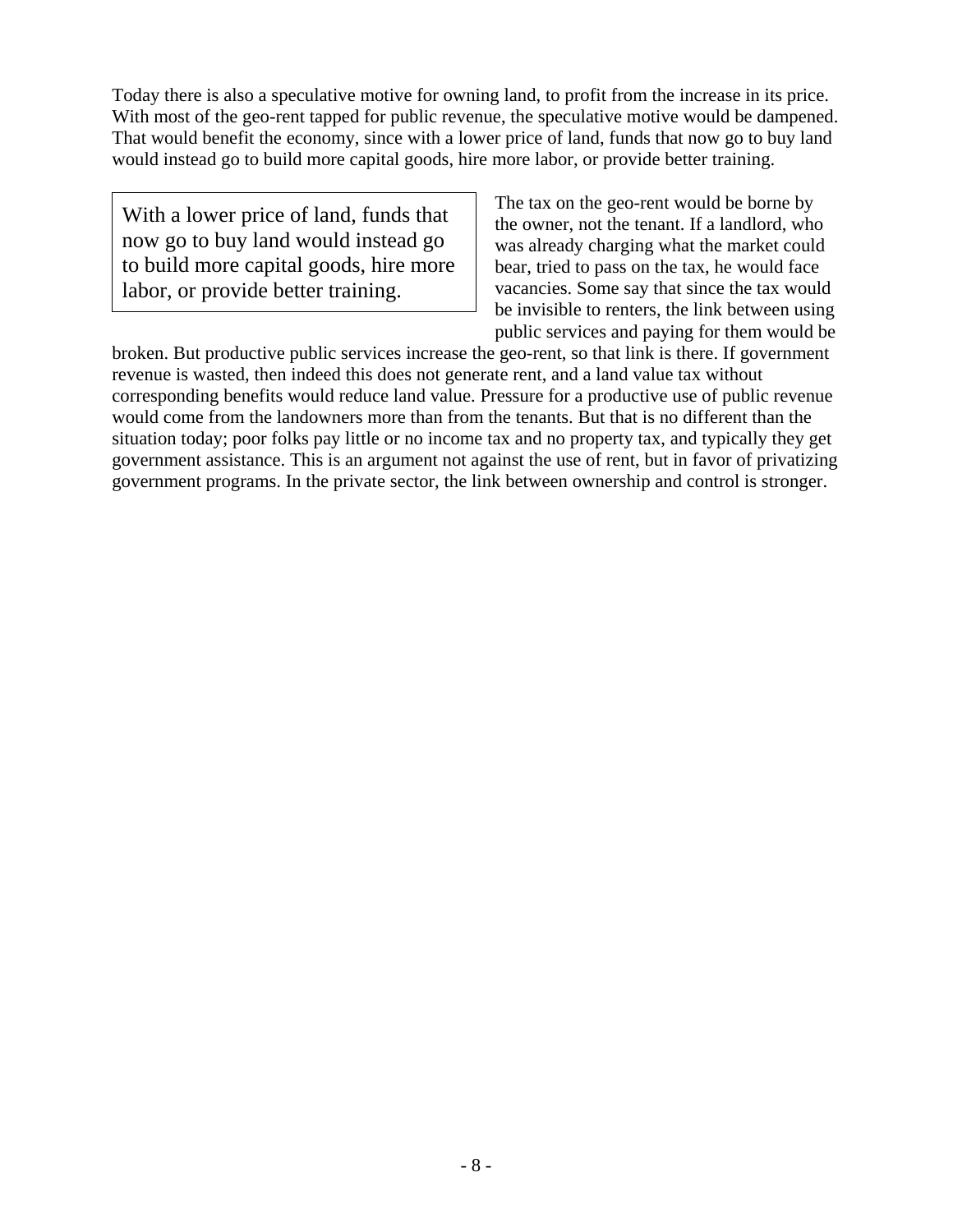Today there is also a speculative motive for owning land, to profit from the increase in its price. With most of the geo-rent tapped for public revenue, the speculative motive would be dampened. That would benefit the economy, since with a lower price of land, funds that now go to buy land would instead go to build more capital goods, hire more labor, or provide better training.

> With a lower price of land, funds that now go to buy land would instead go to build more capital goods, hire more labor, or provide better training.

The tax on the geo-rent would be borne by the owner, not the tenant. If a landlord, who was already charging what the market could bear, tried to pass on the tax, he would face vacancies. Some say that since the tax would be invisible to renters, the link between using public services and paying for them would be broken. But productive public services increase the geo-rent, so that link is there. If government revenue is wasted, then indeed this does not generate rent, and a land value tax without corresponding benefits would reduce land value. Pressure for a productive use of public revenue would come from the landowners more than from the tenants. But that is no different than the situation today; poor folks pay little or no income tax and no property tax, and typically they get government assistance. This is an argument not against the use of rent, but in favor of privatizing government programs. In the private sector, the link between ownership and control is stronger.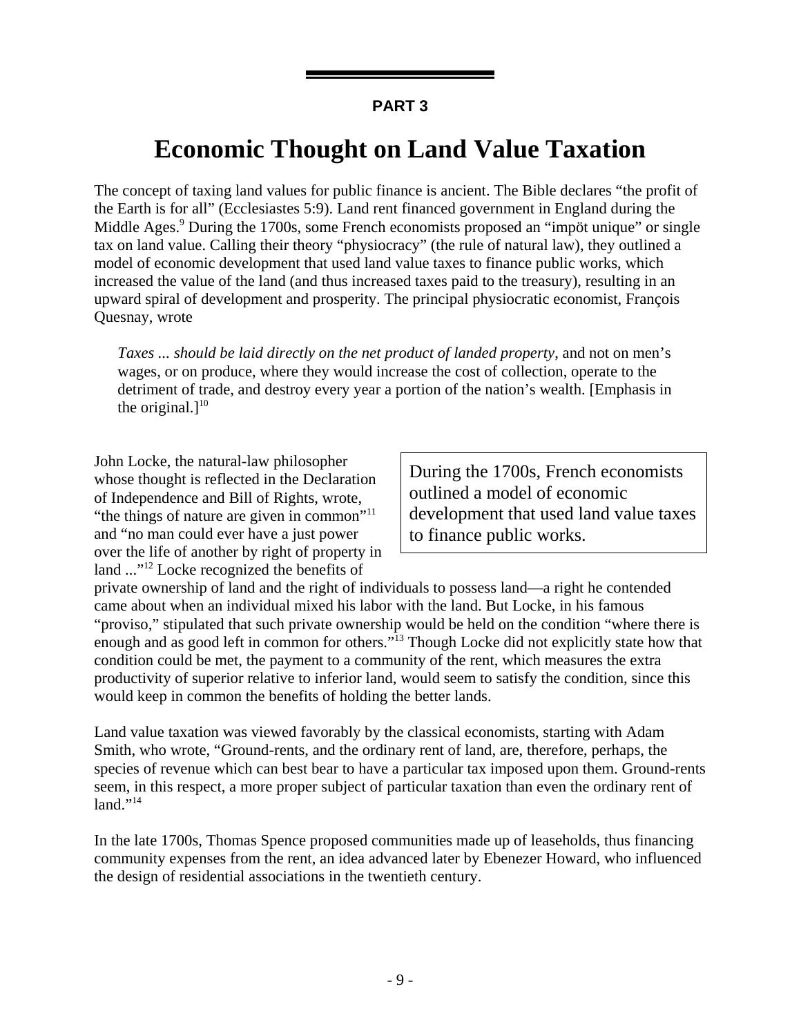**PART 3**

# Economic Thought on Land Value Taxation

The concept of taxing land values for public finance is ancient. The Bible declares "the profit of the Earth is for all" (Ecclesiastes 5:9). Land rent financed government in England during the Middle Ages.[9] During the 1700s, some French economists proposed an "impöt unique" or single tax on land value. Calling their theory "physiocracy" (the rule of natural law), they outlined a model of economic development that used land value taxes to finance public works, which increased the value of the land (and thus increased taxes paid to the treasury), resulting in an upward spiral of development and prosperity. The principal physiocratic economist, François Quesnay, wrote

> *Taxes ... should be laid directly on the net product of landed property*, and not on men's wages, or on produce, where they would increase the cost of collection, operate to the detriment of trade, and destroy every year a portion of the nation's wealth. [Emphasis in the original.][10]

> During the 1700s, French economists outlined a model of economic development that used land value taxes to finance public works.

John Locke, the natural-law philosopher whose thought is reflected in the Declaration of Independence and Bill of Rights, wrote, "the things of nature are given in common"[11] and "no man could ever have a just power over the life of another by right of property in land ..."[12] Locke recognized the benefits of private ownership of land and the right of individuals to possess land—a right he contended came about when an individual mixed his labor with the land. But Locke, in his famous "proviso," stipulated that such private ownership would be held on the condition "where there is enough and as good left in common for others."[13] Though Locke did not explicitly state how that condition could be met, the payment to a community of the rent, which measures the extra productivity of superior relative to inferior land, would seem to satisfy the condition, since this would keep in common the benefits of holding the better lands.

Land value taxation was viewed favorably by the classical economists, starting with Adam Smith, who wrote, "Ground-rents, and the ordinary rent of land, are, therefore, perhaps, the species of revenue which can best bear to have a particular tax imposed upon them. Ground-rents seem, in this respect, a more proper subject of particular taxation than even the ordinary rent of land."[14]

In the late 1700s, Thomas Spence proposed communities made up of leaseholds, thus financing community expenses from the rent, an idea advanced later by Ebenezer Howard, who influenced the design of residential associations in the twentieth century.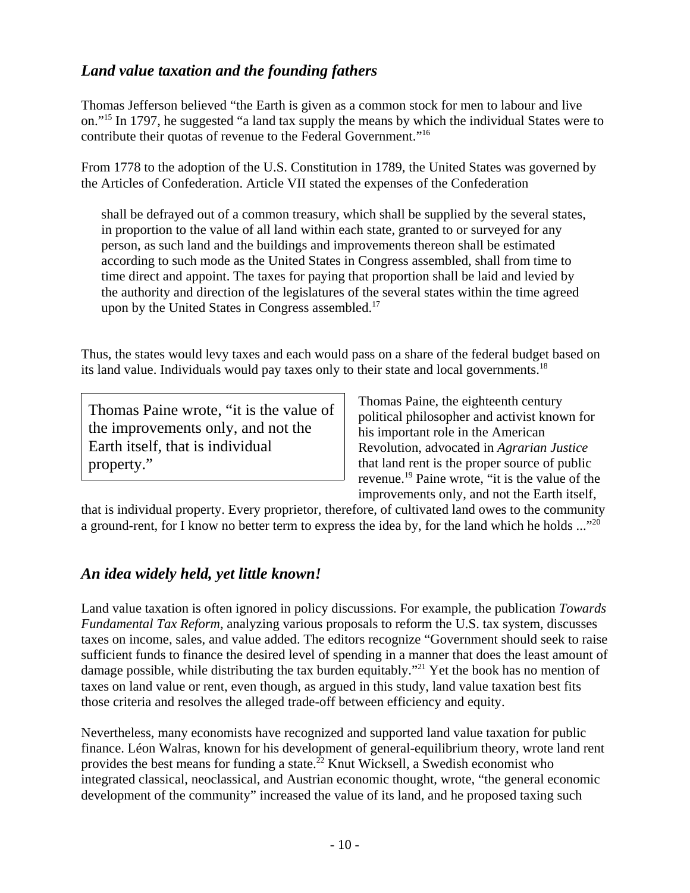## *Land value taxation and the founding fathers*

Thomas Jefferson believed "the Earth is given as a common stock for men to labour and live on."[15] In 1797, he suggested "a land tax supply the means by which the individual States were to contribute their quotas of revenue to the Federal Government."[16]

From 1778 to the adoption of the U.S. Constitution in 1789, the United States was governed by the Articles of Confederation. Article VII stated the expenses of the Confederation

> shall be defrayed out of a common treasury, which shall be supplied by the several states, in proportion to the value of all land within each state, granted to or surveyed for any person, as such land and the buildings and improvements thereon shall be estimated according to such mode as the United States in Congress assembled, shall from time to time direct and appoint. The taxes for paying that proportion shall be laid and levied by the authority and direction of the legislatures of the several states within the time agreed upon by the United States in Congress assembled.[17]

Thus, the states would levy taxes and each would pass on a share of the federal budget based on its land value. Individuals would pay taxes only to their state and local governments.[18]

> Thomas Paine wrote, "it is the value of the improvements only, and not the Earth itself, that is individual property."

Thomas Paine, the eighteenth century political philosopher and activist known for his important role in the American Revolution, advocated in *Agrarian Justice* that land rent is the proper source of public revenue.[19] Paine wrote, "it is the value of the improvements only, and not the Earth itself, that is individual property. Every proprietor, therefore, of cultivated land owes to the community a ground-rent, for I know no better term to express the idea by, for the land which he holds ..."[20]

## *An idea widely held, yet little known!*

Land value taxation is often ignored in policy discussions. For example, the publication *Towards Fundamental Tax Reform*, analyzing various proposals to reform the U.S. tax system, discusses taxes on income, sales, and value added. The editors recognize "Government should seek to raise sufficient funds to finance the desired level of spending in a manner that does the least amount of damage possible, while distributing the tax burden equitably."[21] Yet the book has no mention of taxes on land value or rent, even though, as argued in this study, land value taxation best fits those criteria and resolves the alleged trade-off between efficiency and equity.

Nevertheless, many economists have recognized and supported land value taxation for public finance. Léon Walras, known for his development of general-equilibrium theory, wrote land rent provides the best means for funding a state.[22] Knut Wicksell, a Swedish economist who integrated classical, neoclassical, and Austrian economic thought, wrote, "the general economic development of the community" increased the value of its land, and he proposed taxing such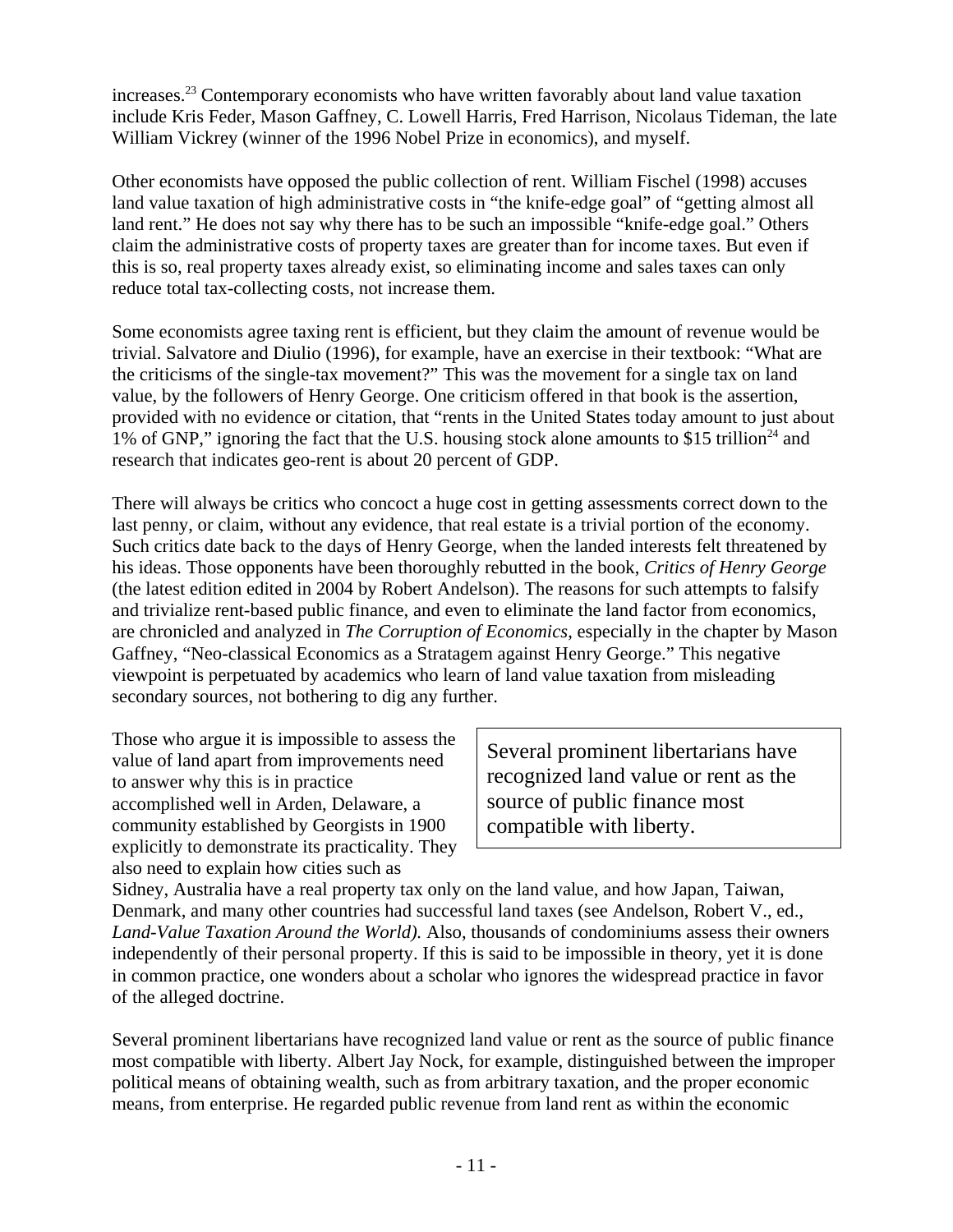increases.[23] Contemporary economists who have written favorably about land value taxation include Kris Feder, Mason Gaffney, C. Lowell Harris, Fred Harrison, Nicolaus Tideman, the late William Vickrey (winner of the 1996 Nobel Prize in economics), and myself.

Other economists have opposed the public collection of rent. William Fischel (1998) accuses land value taxation of high administrative costs in "the knife-edge goal" of "getting almost all land rent." He does not say why there has to be such an impossible "knife-edge goal." Others claim the administrative costs of property taxes are greater than for income taxes. But even if this is so, real property taxes already exist, so eliminating income and sales taxes can only reduce total tax-collecting costs, not increase them.

Some economists agree taxing rent is efficient, but they claim the amount of revenue would be trivial. Salvatore and Diulio (1996), for example, have an exercise in their textbook: "What are the criticisms of the single-tax movement?" This was the movement for a single tax on land value, by the followers of Henry George. One criticism offered in that book is the assertion, provided with no evidence or citation, that "rents in the United States today amount to just about 1% of GNP," ignoring the fact that the U.S. housing stock alone amounts to $15 trillion[24] and research that indicates geo-rent is about 20 percent of GDP.

There will always be critics who concoct a huge cost in getting assessments correct down to the last penny, or claim, without any evidence, that real estate is a trivial portion of the economy. Such critics date back to the days of Henry George, when the landed interests felt threatened by his ideas. Those opponents have been thoroughly rebutted in the book, *Critics of Henry George* (the latest edition edited in 2004 by Robert Andelson). The reasons for such attempts to falsify and trivialize rent-based public finance, and even to eliminate the land factor from economics, are chronicled and analyzed in *The Corruption of Economics*, especially in the chapter by Mason Gaffney, "Neo-classical Economics as a Stratagem against Henry George." This negative viewpoint is perpetuated by academics who learn of land value taxation from misleading secondary sources, not bothering to dig any further.

> Several prominent libertarians have recognized land value or rent as the source of public finance most compatible with liberty.

Those who argue it is impossible to assess the value of land apart from improvements need to answer why this is in practice accomplished well in Arden, Delaware, a community established by Georgists in 1900 explicitly to demonstrate its practicality. They also need to explain how cities such as Sidney, Australia have a real property tax only on the land value, and how Japan, Taiwan, Denmark, and many other countries had successful land taxes (see Andelson, Robert V., ed., *Land-Value Taxation Around the World).* Also, thousands of condominiums assess their owners independently of their personal property. If this is said to be impossible in theory, yet it is done in common practice, one wonders about a scholar who ignores the widespread practice in favor of the alleged doctrine.

Several prominent libertarians have recognized land value or rent as the source of public finance most compatible with liberty. Albert Jay Nock, for example, distinguished between the improper political means of obtaining wealth, such as from arbitrary taxation, and the proper economic means, from enterprise. He regarded public revenue from land rent as within the economic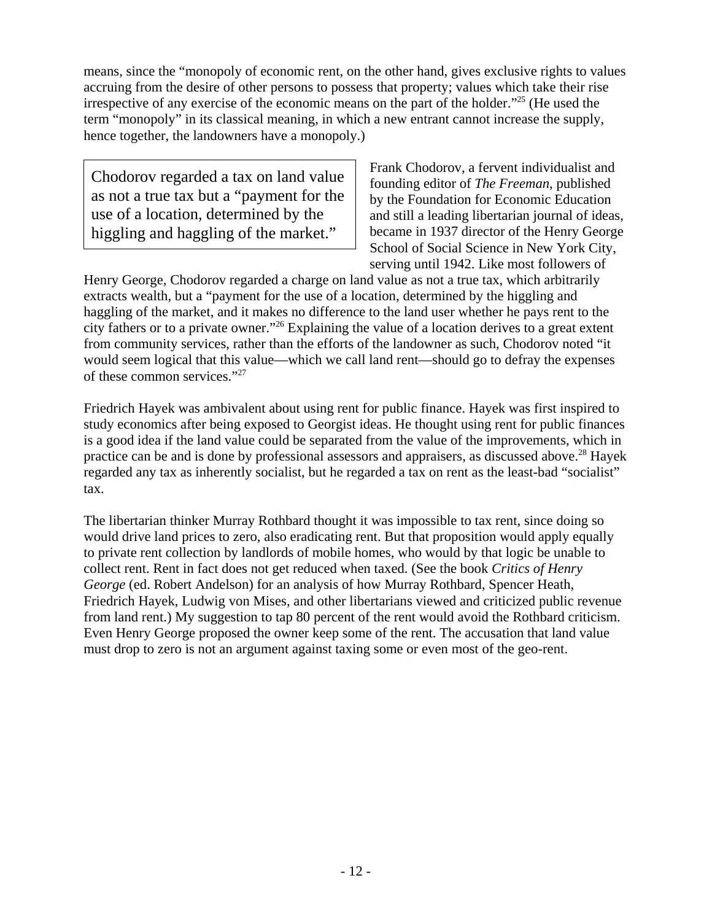means, since the "monopoly of economic rent, on the other hand, gives exclusive rights to values accruing from the desire of other persons to possess that property; values which take their rise irrespective of any exercise of the economic means on the part of the holder."[25] (He used the term "monopoly" in its classical meaning, in which a new entrant cannot increase the supply, hence together, the landowners have a monopoly.)

> Chodorov regarded a tax on land value as not a true tax but a "payment for the use of a location, determined by the higgling and haggling of the market."

Frank Chodorov, a fervent individualist and founding editor of *The Freeman*, published by the Foundation for Economic Education and still a leading libertarian journal of ideas, became in 1937 director of the Henry George School of Social Science in New York City, serving until 1942. Like most followers of Henry George, Chodorov regarded a charge on land value as not a true tax, which arbitrarily extracts wealth, but a "payment for the use of a location, determined by the higgling and haggling of the market, and it makes no difference to the land user whether he pays rent to the city fathers or to a private owner."[26] Explaining the value of a location derives to a great extent from community services, rather than the efforts of the landowner as such, Chodorov noted "it would seem logical that this value—which we call land rent—should go to defray the expenses of these common services."[27]

Friedrich Hayek was ambivalent about using rent for public finance. Hayek was first inspired to study economics after being exposed to Georgist ideas. He thought using rent for public finances is a good idea if the land value could be separated from the value of the improvements, which in practice can be and is done by professional assessors and appraisers, as discussed above.[28] Hayek regarded any tax as inherently socialist, but he regarded a tax on rent as the least-bad "socialist" tax.

The libertarian thinker Murray Rothbard thought it was impossible to tax rent, since doing so would drive land prices to zero, also eradicating rent. But that proposition would apply equally to private rent collection by landlords of mobile homes, who would by that logic be unable to collect rent. Rent in fact does not get reduced when taxed. (See the book *Critics of Henry George* (ed. Robert Andelson) for an analysis of how Murray Rothbard, Spencer Heath, Friedrich Hayek, Ludwig von Mises, and other libertarians viewed and criticized public revenue from land rent.) My suggestion to tap 80 percent of the rent would avoid the Rothbard criticism. Even Henry George proposed the owner keep some of the rent. The accusation that land value must drop to zero is not an argument against taxing some or even most of the geo-rent.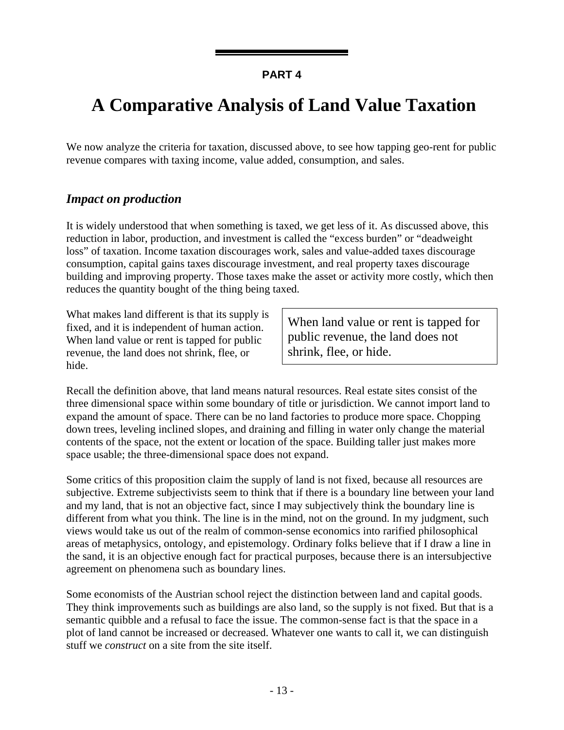**PART 4**

# A Comparative Analysis of Land Value Taxation

We now analyze the criteria for taxation, discussed above, to see how tapping geo-rent for public revenue compares with taxing income, value added, consumption, and sales.

## *Impact on production*

It is widely understood that when something is taxed, we get less of it. As discussed above, this reduction in labor, production, and investment is called the "excess burden" or "deadweight loss" of taxation. Income taxation discourages work, sales and value-added taxes discourage consumption, capital gains taxes discourage investment, and real property taxes discourage building and improving property. Those taxes make the asset or activity more costly, which then reduces the quantity bought of the thing being taxed.

What makes land different is that its supply is fixed, and it is independent of human action. When land value or rent is tapped for public revenue, the land does not shrink, flee, or hide.

> When land value or rent is tapped for public revenue, the land does not shrink, flee, or hide.

Recall the definition above, that land means natural resources. Real estate sites consist of the three dimensional space within some boundary of title or jurisdiction. We cannot import land to expand the amount of space. There can be no land factories to produce more space. Chopping down trees, leveling inclined slopes, and draining and filling in water only change the material contents of the space, not the extent or location of the space. Building taller just makes more space usable; the three-dimensional space does not expand.

Some critics of this proposition claim the supply of land is not fixed, because all resources are subjective. Extreme subjectivists seem to think that if there is a boundary line between your land and my land, that is not an objective fact, since I may subjectively think the boundary line is different from what you think. The line is in the mind, not on the ground. In my judgment, such views would take us out of the realm of common-sense economics into rarified philosophical areas of metaphysics, ontology, and epistemology. Ordinary folks believe that if I draw a line in the sand, it is an objective enough fact for practical purposes, because there is an intersubjective agreement on phenomena such as boundary lines.

Some economists of the Austrian school reject the distinction between land and capital goods. They think improvements such as buildings are also land, so the supply is not fixed. But that is a semantic quibble and a refusal to face the issue. The common-sense fact is that the space in a plot of land cannot be increased or decreased. Whatever one wants to call it, we can distinguish stuff we *construct* on a site from the site itself.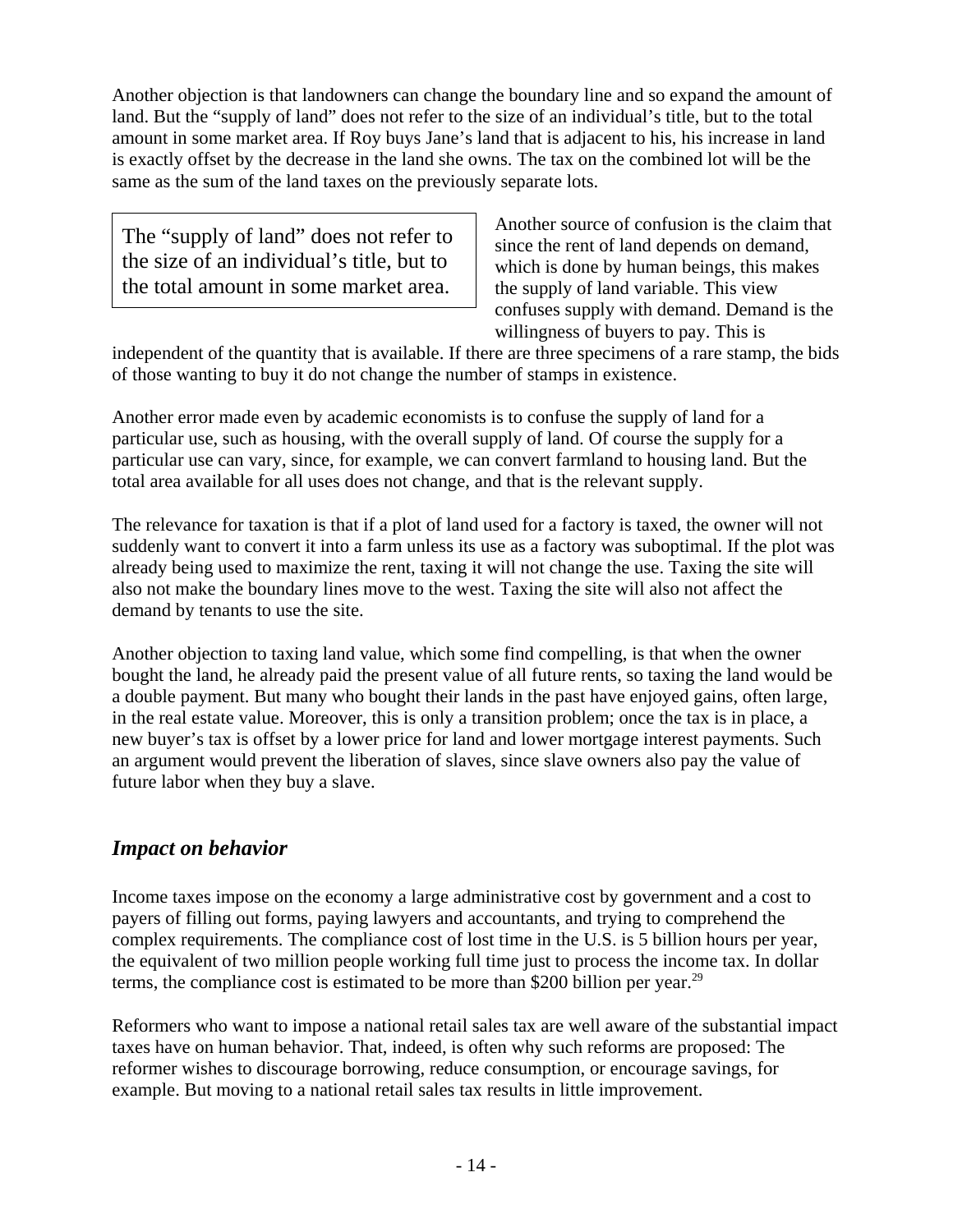Another objection is that landowners can change the boundary line and so expand the amount of land. But the "supply of land" does not refer to the size of an individual's title, but to the total amount in some market area. If Roy buys Jane's land that is adjacent to his, his increase in land is exactly offset by the decrease in the land she owns. The tax on the combined lot will be the same as the sum of the land taxes on the previously separate lots.

> The "supply of land" does not refer to the size of an individual's title, but to the total amount in some market area.

Another source of confusion is the claim that since the rent of land depends on demand, which is done by human beings, this makes the supply of land variable. This view confuses supply with demand. Demand is the willingness of buyers to pay. This is independent of the quantity that is available. If there are three specimens of a rare stamp, the bids of those wanting to buy it do not change the number of stamps in existence.

Another error made even by academic economists is to confuse the supply of land for a particular use, such as housing, with the overall supply of land. Of course the supply for a particular use can vary, since, for example, we can convert farmland to housing land. But the total area available for all uses does not change, and that is the relevant supply.

The relevance for taxation is that if a plot of land used for a factory is taxed, the owner will not suddenly want to convert it into a farm unless its use as a factory was suboptimal. If the plot was already being used to maximize the rent, taxing it will not change the use. Taxing the site will also not make the boundary lines move to the west. Taxing the site will also not affect the demand by tenants to use the site.

Another objection to taxing land value, which some find compelling, is that when the owner bought the land, he already paid the present value of all future rents, so taxing the land would be a double payment. But many who bought their lands in the past have enjoyed gains, often large, in the real estate value. Moreover, this is only a transition problem; once the tax is in place, a new buyer's tax is offset by a lower price for land and lower mortgage interest payments. Such an argument would prevent the liberation of slaves, since slave owners also pay the value of future labor when they buy a slave.

## *Impact on behavior*

Income taxes impose on the economy a large administrative cost by government and a cost to payers of filling out forms, paying lawyers and accountants, and trying to comprehend the complex requirements. The compliance cost of lost time in the U.S. is 5 billion hours per year, the equivalent of two million people working full time just to process the income tax. In dollar terms, the compliance cost is estimated to be more than $200 billion per year.[29]

Reformers who want to impose a national retail sales tax are well aware of the substantial impact taxes have on human behavior. That, indeed, is often why such reforms are proposed: The reformer wishes to discourage borrowing, reduce consumption, or encourage savings, for example. But moving to a national retail sales tax results in little improvement.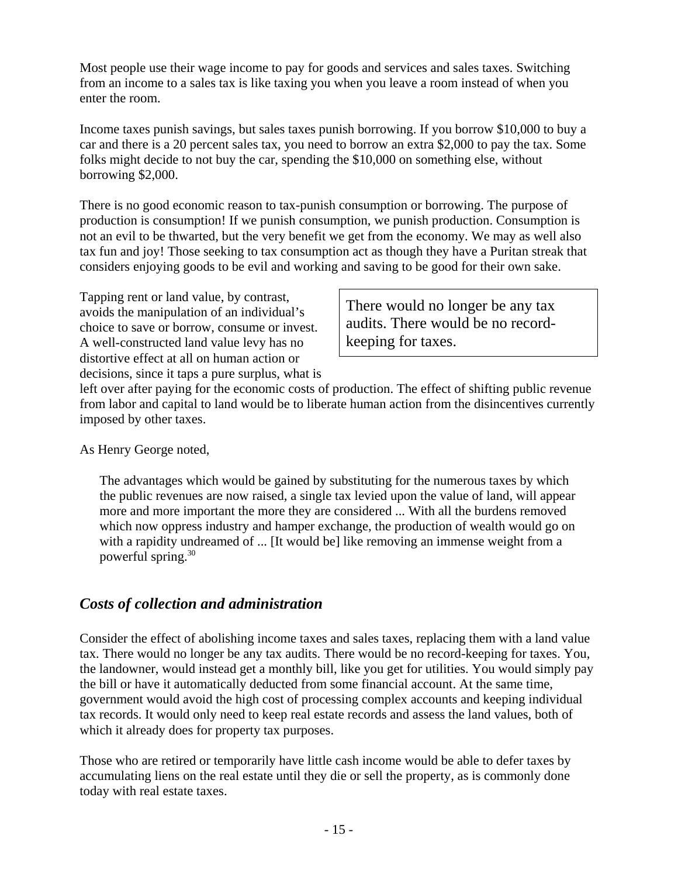Most people use their wage income to pay for goods and services and sales taxes. Switching from an income to a sales tax is like taxing you when you leave a room instead of when you enter the room.

Income taxes punish savings, but sales taxes punish borrowing. If you borrow $10,000 to buy a car and there is a 20 percent sales tax, you need to borrow an extra $2,000 to pay the tax. Some folks might decide to not buy the car, spending the $10,000 on something else, without borrowing $2,000.

There is no good economic reason to tax-punish consumption or borrowing. The purpose of production is consumption! If we punish consumption, we punish production. Consumption is not an evil to be thwarted, but the very benefit we get from the economy. We may as well also tax fun and joy! Those seeking to tax consumption act as though they have a Puritan streak that considers enjoying goods to be evil and working and saving to be good for their own sake.

Tapping rent or land value, by contrast, avoids the manipulation of an individual's choice to save or borrow, consume or invest. A well-constructed land value levy has no distortive effect at all on human action or decisions, since it taps a pure surplus, what is left over after paying for the economic costs of production. The effect of shifting public revenue from labor and capital to land would be to liberate human action from the disincentives currently imposed by other taxes.

> There would no longer be any tax audits. There would be no record-keeping for taxes.

As Henry George noted,

> The advantages which would be gained by substituting for the numerous taxes by which the public revenues are now raised, a single tax levied upon the value of land, will appear more and more important the more they are considered ... With all the burdens removed which now oppress industry and hamper exchange, the production of wealth would go on with a rapidity undreamed of ... [It would be] like removing an immense weight from a powerful spring.[30]

## *Costs of collection and administration*

Consider the effect of abolishing income taxes and sales taxes, replacing them with a land value tax. There would no longer be any tax audits. There would be no record-keeping for taxes. You, the landowner, would instead get a monthly bill, like you get for utilities. You would simply pay the bill or have it automatically deducted from some financial account. At the same time, government would avoid the high cost of processing complex accounts and keeping individual tax records. It would only need to keep real estate records and assess the land values, both of which it already does for property tax purposes.

Those who are retired or temporarily have little cash income would be able to defer taxes by accumulating liens on the real estate until they die or sell the property, as is commonly done today with real estate taxes.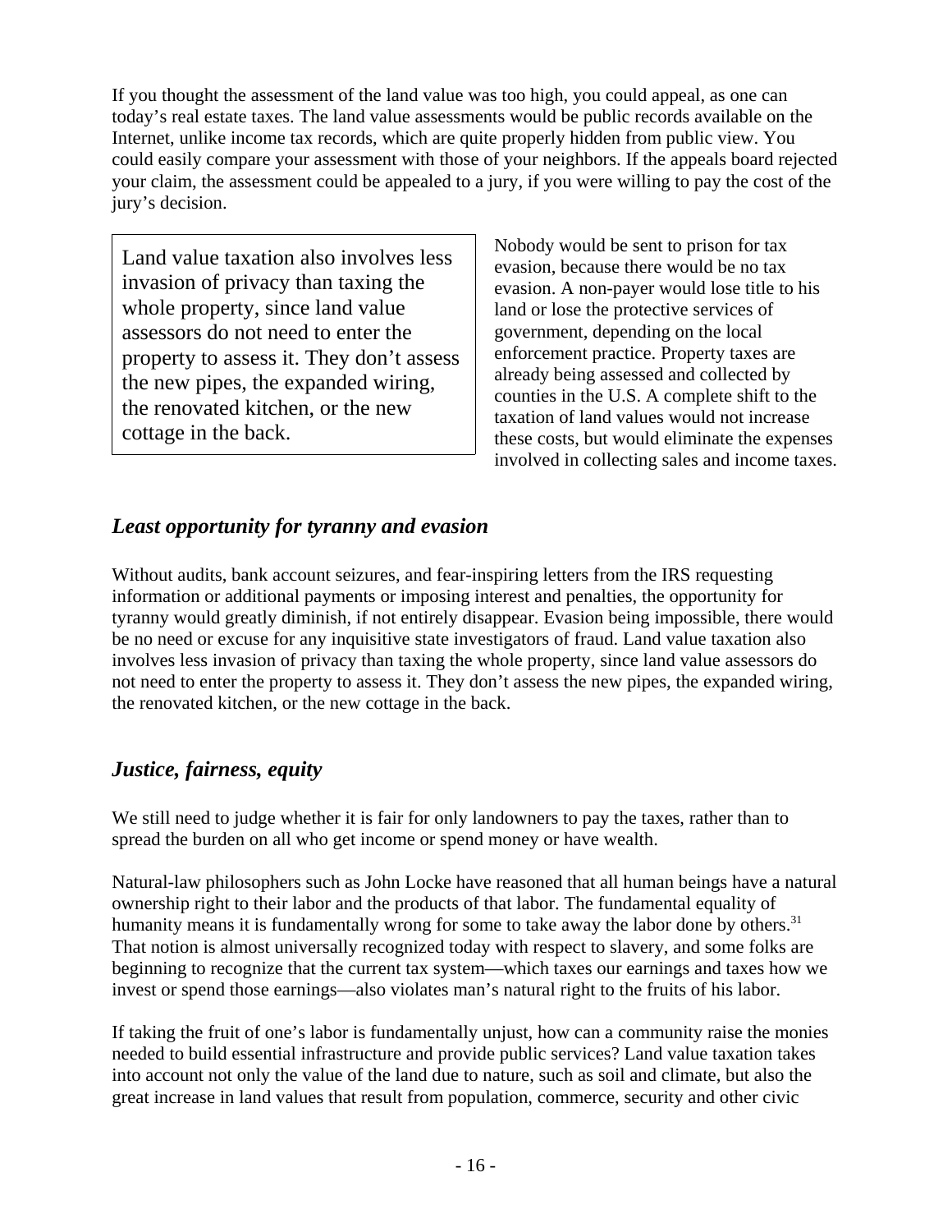If you thought the assessment of the land value was too high, you could appeal, as one can today's real estate taxes. The land value assessments would be public records available on the Internet, unlike income tax records, which are quite properly hidden from public view. You could easily compare your assessment with those of your neighbors. If the appeals board rejected your claim, the assessment could be appealed to a jury, if you were willing to pay the cost of the jury's decision.

> Land value taxation also involves less invasion of privacy than taxing the whole property, since land value assessors do not need to enter the property to assess it. They don't assess the new pipes, the expanded wiring, the renovated kitchen, or the new cottage in the back.

Nobody would be sent to prison for tax evasion, because there would be no tax evasion. A non-payer would lose title to his land or lose the protective services of government, depending on the local enforcement practice. Property taxes are already being assessed and collected by counties in the U.S. A complete shift to the taxation of land values would not increase these costs, but would eliminate the expenses involved in collecting sales and income taxes.

## *Least opportunity for tyranny and evasion*

Without audits, bank account seizures, and fear-inspiring letters from the IRS requesting information or additional payments or imposing interest and penalties, the opportunity for tyranny would greatly diminish, if not entirely disappear. Evasion being impossible, there would be no need or excuse for any inquisitive state investigators of fraud. Land value taxation also involves less invasion of privacy than taxing the whole property, since land value assessors do not need to enter the property to assess it. They don't assess the new pipes, the expanded wiring, the renovated kitchen, or the new cottage in the back.

## *Justice, fairness, equity*

We still need to judge whether it is fair for only landowners to pay the taxes, rather than to spread the burden on all who get income or spend money or have wealth.

Natural-law philosophers such as John Locke have reasoned that all human beings have a natural ownership right to their labor and the products of that labor. The fundamental equality of humanity means it is fundamentally wrong for some to take away the labor done by others.[31] That notion is almost universally recognized today with respect to slavery, and some folks are beginning to recognize that the current tax system—which taxes our earnings and taxes how we invest or spend those earnings—also violates man's natural right to the fruits of his labor.

If taking the fruit of one's labor is fundamentally unjust, how can a community raise the monies needed to build essential infrastructure and provide public services? Land value taxation takes into account not only the value of the land due to nature, such as soil and climate, but also the great increase in land values that result from population, commerce, security and other civic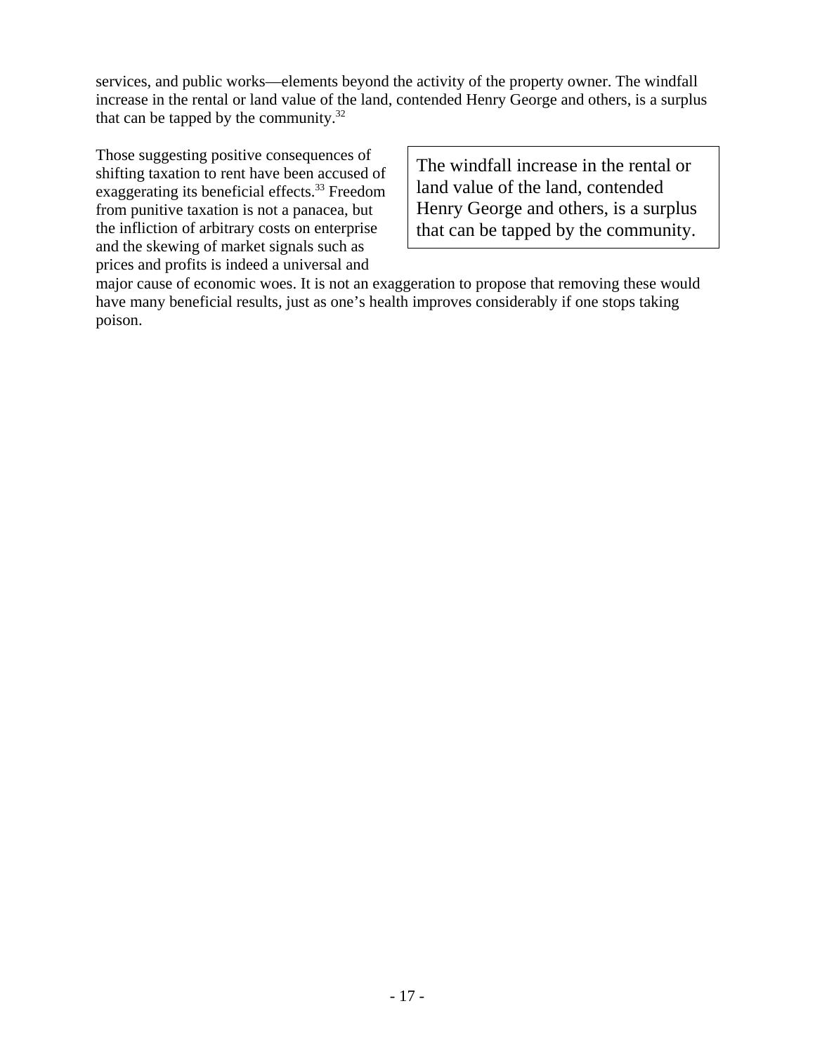services, and public works—elements beyond the activity of the property owner. The windfall increase in the rental or land value of the land, contended Henry George and others, is a surplus that can be tapped by the community.[32]

> The windfall increase in the rental or land value of the land, contended Henry George and others, is a surplus that can be tapped by the community.

Those suggesting positive consequences of shifting taxation to rent have been accused of exaggerating its beneficial effects.[33] Freedom from punitive taxation is not a panacea, but the infliction of arbitrary costs on enterprise and the skewing of market signals such as prices and profits is indeed a universal and major cause of economic woes. It is not an exaggeration to propose that removing these would have many beneficial results, just as one's health improves considerably if one stops taking poison.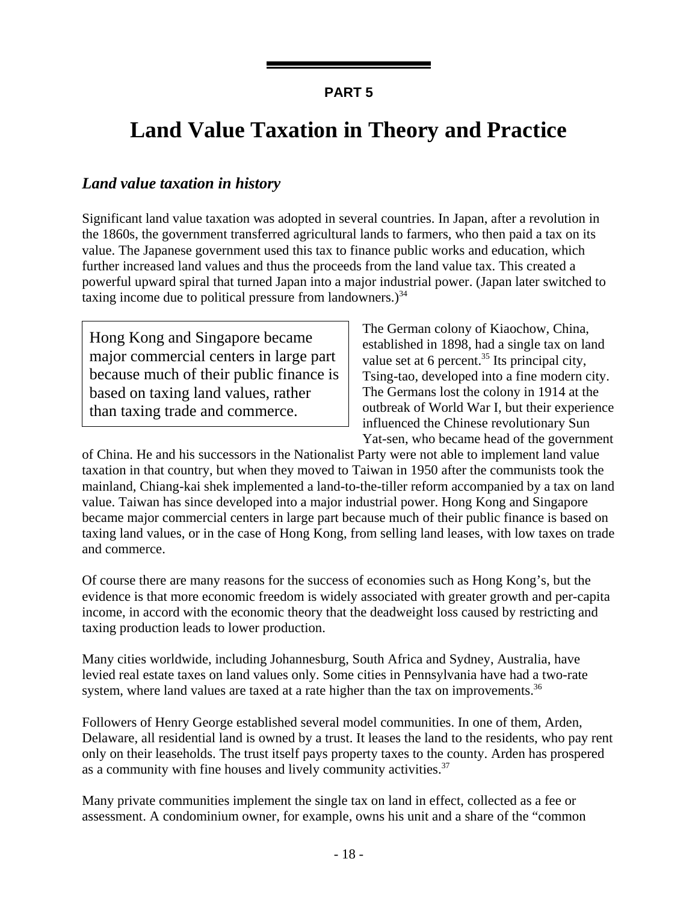PART 5

# Land Value Taxation in Theory and Practice

## *Land value taxation in history*

Significant land value taxation was adopted in several countries. In Japan, after a revolution in the 1860s, the government transferred agricultural lands to farmers, who then paid a tax on its value. The Japanese government used this tax to finance public works and education, which further increased land values and thus the proceeds from the land value tax. This created a powerful upward spiral that turned Japan into a major industrial power. (Japan later switched to taxing income due to political pressure from landowners.)[34]

> Hong Kong and Singapore became major commercial centers in large part because much of their public finance is based on taxing land values, rather than taxing trade and commerce.

The German colony of Kiaochow, China, established in 1898, had a single tax on land value set at 6 percent.[35] Its principal city, Tsing-tao, developed into a fine modern city. The Germans lost the colony in 1914 at the outbreak of World War I, but their experience influenced the Chinese revolutionary Sun Yat-sen, who became head of the government of China. He and his successors in the Nationalist Party were not able to implement land value taxation in that country, but when they moved to Taiwan in 1950 after the communists took the mainland, Chiang-kai shek implemented a land-to-the-tiller reform accompanied by a tax on land value. Taiwan has since developed into a major industrial power. Hong Kong and Singapore became major commercial centers in large part because much of their public finance is based on taxing land values, or in the case of Hong Kong, from selling land leases, with low taxes on trade and commerce.

Of course there are many reasons for the success of economies such as Hong Kong's, but the evidence is that more economic freedom is widely associated with greater growth and per-capita income, in accord with the economic theory that the deadweight loss caused by restricting and taxing production leads to lower production.

Many cities worldwide, including Johannesburg, South Africa and Sydney, Australia, have levied real estate taxes on land values only. Some cities in Pennsylvania have had a two-rate system, where land values are taxed at a rate higher than the tax on improvements.[36]

Followers of Henry George established several model communities. In one of them, Arden, Delaware, all residential land is owned by a trust. It leases the land to the residents, who pay rent only on their leaseholds. The trust itself pays property taxes to the county. Arden has prospered as a community with fine houses and lively community activities.[37]

Many private communities implement the single tax on land in effect, collected as a fee or assessment. A condominium owner, for example, owns his unit and a share of the "common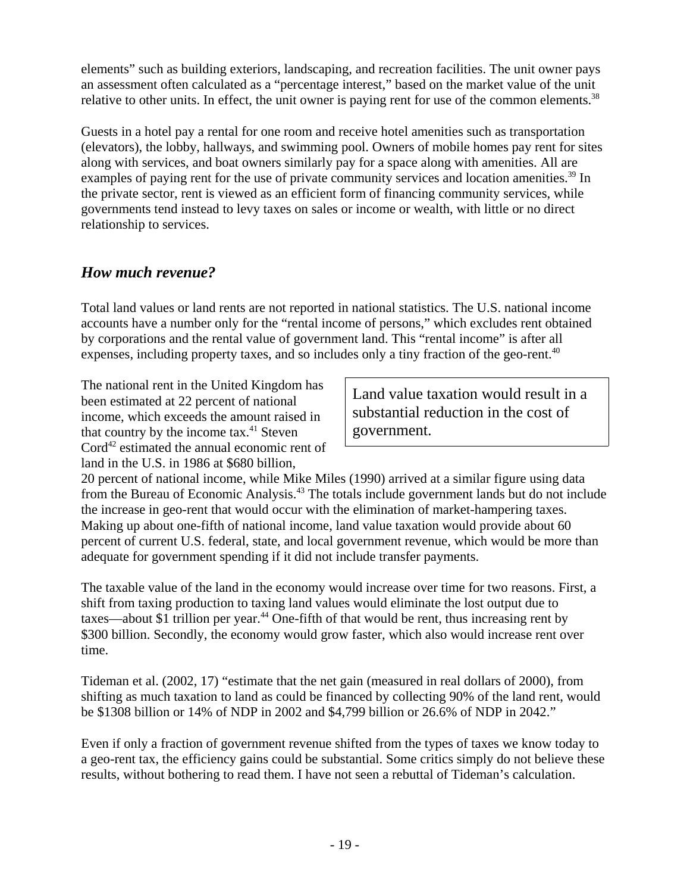elements" such as building exteriors, landscaping, and recreation facilities. The unit owner pays an assessment often calculated as a "percentage interest," based on the market value of the unit relative to other units. In effect, the unit owner is paying rent for use of the common elements.[38]

Guests in a hotel pay a rental for one room and receive hotel amenities such as transportation (elevators), the lobby, hallways, and swimming pool. Owners of mobile homes pay rent for sites along with services, and boat owners similarly pay for a space along with amenities. All are examples of paying rent for the use of private community services and location amenities.[39] In the private sector, rent is viewed as an efficient form of financing community services, while governments tend instead to levy taxes on sales or income or wealth, with little or no direct relationship to services.

## *How much revenue?*

Total land values or land rents are not reported in national statistics. The U.S. national income accounts have a number only for the "rental income of persons," which excludes rent obtained by corporations and the rental value of government land. This "rental income" is after all expenses, including property taxes, and so includes only a tiny fraction of the geo-rent.[40]

> Land value taxation would result in a substantial reduction in the cost of government.

The national rent in the United Kingdom has been estimated at 22 percent of national income, which exceeds the amount raised in that country by the income tax.[41] Steven Cord[42] estimated the annual economic rent of land in the U.S. in 1986 at $680 billion, 20 percent of national income, while Mike Miles (1990) arrived at a similar figure using data from the Bureau of Economic Analysis.[43] The totals include government lands but do not include the increase in geo-rent that would occur with the elimination of market-hampering taxes. Making up about one-fifth of national income, land value taxation would provide about 60 percent of current U.S. federal, state, and local government revenue, which would be more than adequate for government spending if it did not include transfer payments.

The taxable value of the land in the economy would increase over time for two reasons. First, a shift from taxing production to taxing land values would eliminate the lost output due to taxes—about $1 trillion per year.[44] One-fifth of that would be rent, thus increasing rent by $300 billion. Secondly, the economy would grow faster, which also would increase rent over time.

Tideman et al. (2002, 17) "estimate that the net gain (measured in real dollars of 2000), from shifting as much taxation to land as could be financed by collecting 90% of the land rent, would be $1308 billion or 14% of NDP in 2002 and $4,799 billion or 26.6% of NDP in 2042."

Even if only a fraction of government revenue shifted from the types of taxes we know today to a geo-rent tax, the efficiency gains could be substantial. Some critics simply do not believe these results, without bothering to read them. I have not seen a rebuttal of Tideman's calculation.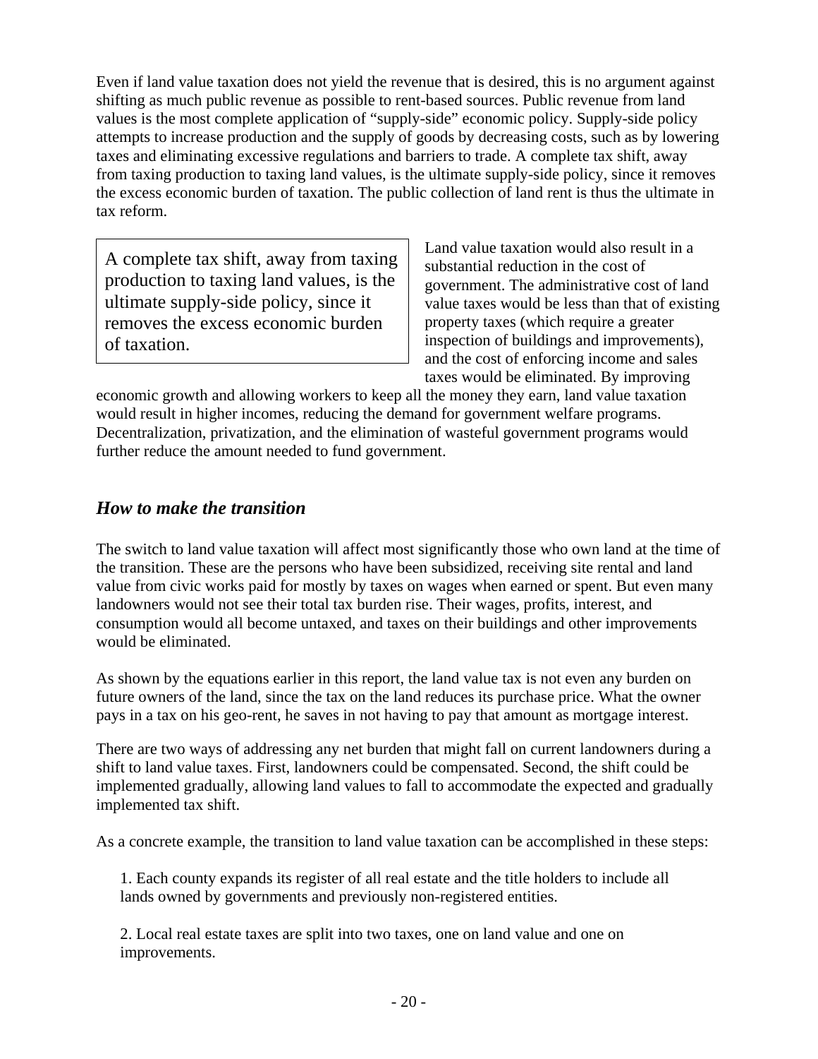Even if land value taxation does not yield the revenue that is desired, this is no argument against shifting as much public revenue as possible to rent-based sources. Public revenue from land values is the most complete application of "supply-side" economic policy. Supply-side policy attempts to increase production and the supply of goods by decreasing costs, such as by lowering taxes and eliminating excessive regulations and barriers to trade. A complete tax shift, away from taxing production to taxing land values, is the ultimate supply-side policy, since it removes the excess economic burden of taxation. The public collection of land rent is thus the ultimate in tax reform.

> A complete tax shift, away from taxing production to taxing land values, is the ultimate supply-side policy, since it removes the excess economic burden of taxation.

Land value taxation would also result in a substantial reduction in the cost of government. The administrative cost of land value taxes would be less than that of existing property taxes (which require a greater inspection of buildings and improvements), and the cost of enforcing income and sales taxes would be eliminated. By improving economic growth and allowing workers to keep all the money they earn, land value taxation would result in higher incomes, reducing the demand for government welfare programs. Decentralization, privatization, and the elimination of wasteful government programs would further reduce the amount needed to fund government.

## *How to make the transition*

The switch to land value taxation will affect most significantly those who own land at the time of the transition. These are the persons who have been subsidized, receiving site rental and land value from civic works paid for mostly by taxes on wages when earned or spent. But even many landowners would not see their total tax burden rise. Their wages, profits, interest, and consumption would all become untaxed, and taxes on their buildings and other improvements would be eliminated.

As shown by the equations earlier in this report, the land value tax is not even any burden on future owners of the land, since the tax on the land reduces its purchase price. What the owner pays in a tax on his geo-rent, he saves in not having to pay that amount as mortgage interest.

There are two ways of addressing any net burden that might fall on current landowners during a shift to land value taxes. First, landowners could be compensated. Second, the shift could be implemented gradually, allowing land values to fall to accommodate the expected and gradually implemented tax shift.

As a concrete example, the transition to land value taxation can be accomplished in these steps:

1. Each county expands its register of all real estate and the title holders to include all lands owned by governments and previously non-registered entities.

2. Local real estate taxes are split into two taxes, one on land value and one on improvements.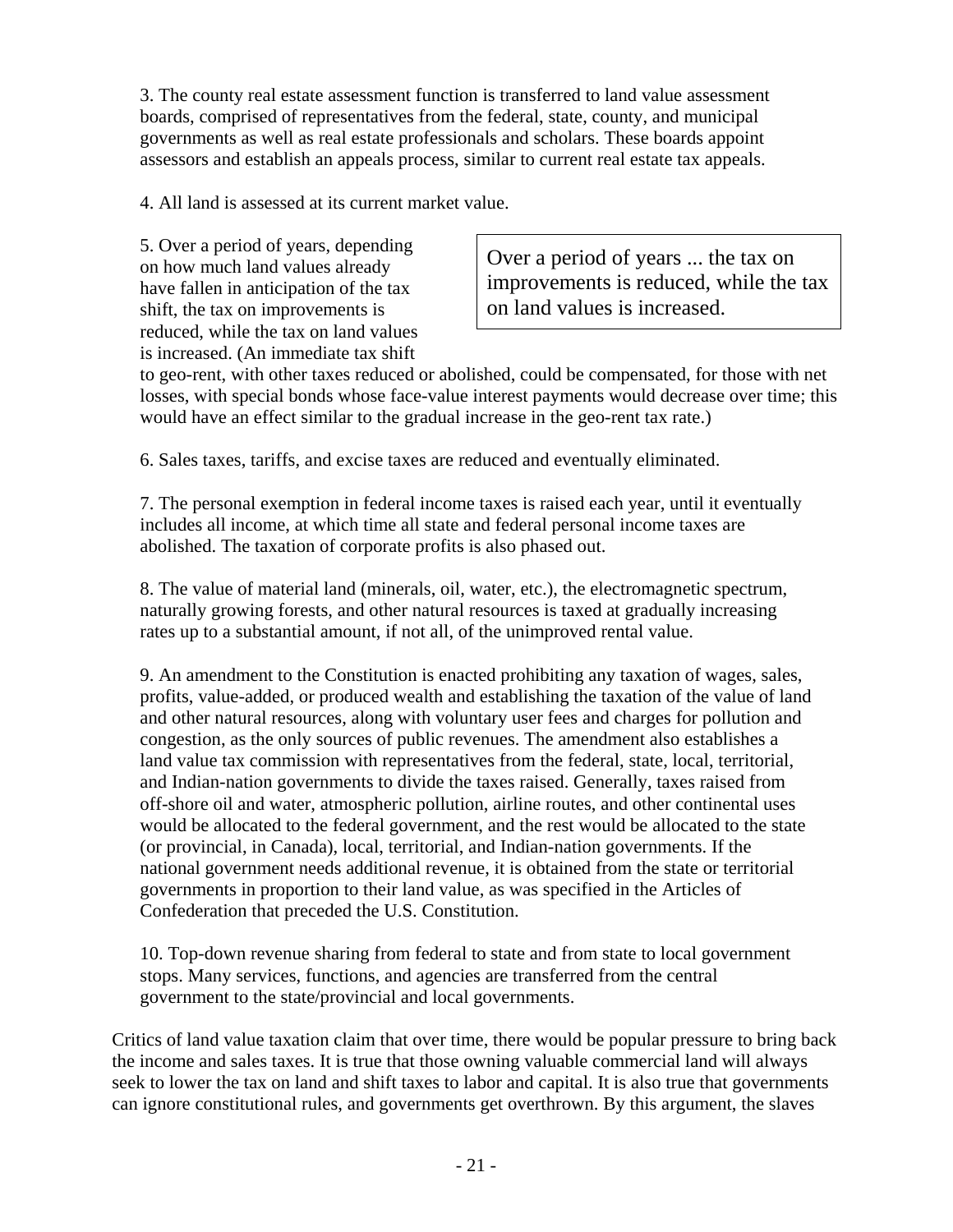3. The county real estate assessment function is transferred to land value assessment boards, comprised of representatives from the federal, state, county, and municipal governments as well as real estate professionals and scholars. These boards appoint assessors and establish an appeals process, similar to current real estate tax appeals.

4. All land is assessed at its current market value.

5. Over a period of years, depending on how much land values already have fallen in anticipation of the tax shift, the tax on improvements is reduced, while the tax on land values is increased. (An immediate tax shift to geo-rent, with other taxes reduced or abolished, could be compensated, for those with net losses, with special bonds whose face-value interest payments would decrease over time; this would have an effect similar to the gradual increase in the geo-rent tax rate.)

> Over a period of years ... the tax on improvements is reduced, while the tax on land values is increased.

6. Sales taxes, tariffs, and excise taxes are reduced and eventually eliminated.

7. The personal exemption in federal income taxes is raised each year, until it eventually includes all income, at which time all state and federal personal income taxes are abolished. The taxation of corporate profits is also phased out.

8. The value of material land (minerals, oil, water, etc.), the electromagnetic spectrum, naturally growing forests, and other natural resources is taxed at gradually increasing rates up to a substantial amount, if not all, of the unimproved rental value.

9. An amendment to the Constitution is enacted prohibiting any taxation of wages, sales, profits, value-added, or produced wealth and establishing the taxation of the value of land and other natural resources, along with voluntary user fees and charges for pollution and congestion, as the only sources of public revenues. The amendment also establishes a land value tax commission with representatives from the federal, state, local, territorial, and Indian-nation governments to divide the taxes raised. Generally, taxes raised from off-shore oil and water, atmospheric pollution, airline routes, and other continental uses would be allocated to the federal government, and the rest would be allocated to the state (or provincial, in Canada), local, territorial, and Indian-nation governments. If the national government needs additional revenue, it is obtained from the state or territorial governments in proportion to their land value, as was specified in the Articles of Confederation that preceded the U.S. Constitution.

10. Top-down revenue sharing from federal to state and from state to local government stops. Many services, functions, and agencies are transferred from the central government to the state/provincial and local governments.

Critics of land value taxation claim that over time, there would be popular pressure to bring back the income and sales taxes. It is true that those owning valuable commercial land will always seek to lower the tax on land and shift taxes to labor and capital. It is also true that governments can ignore constitutional rules, and governments get overthrown. By this argument, the slaves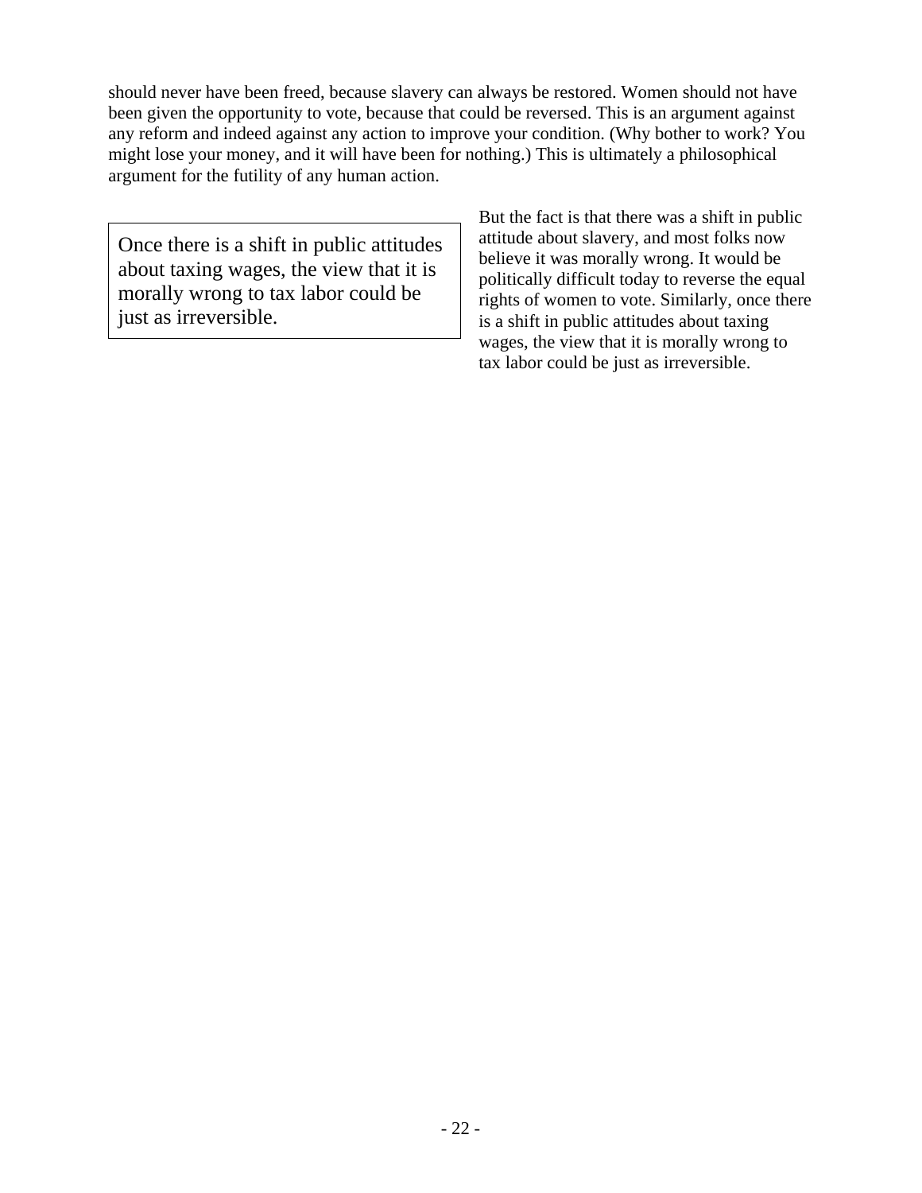should never have been freed, because slavery can always be restored. Women should not have been given the opportunity to vote, because that could be reversed. This is an argument against any reform and indeed against any action to improve your condition. (Why bother to work? You might lose your money, and it will have been for nothing.) This is ultimately a philosophical argument for the futility of any human action.

> Once there is a shift in public attitudes about taxing wages, the view that it is morally wrong to tax labor could be just as irreversible.

But the fact is that there was a shift in public attitude about slavery, and most folks now believe it was morally wrong. It would be politically difficult today to reverse the equal rights of women to vote. Similarly, once there is a shift in public attitudes about taxing wages, the view that it is morally wrong to tax labor could be just as irreversible.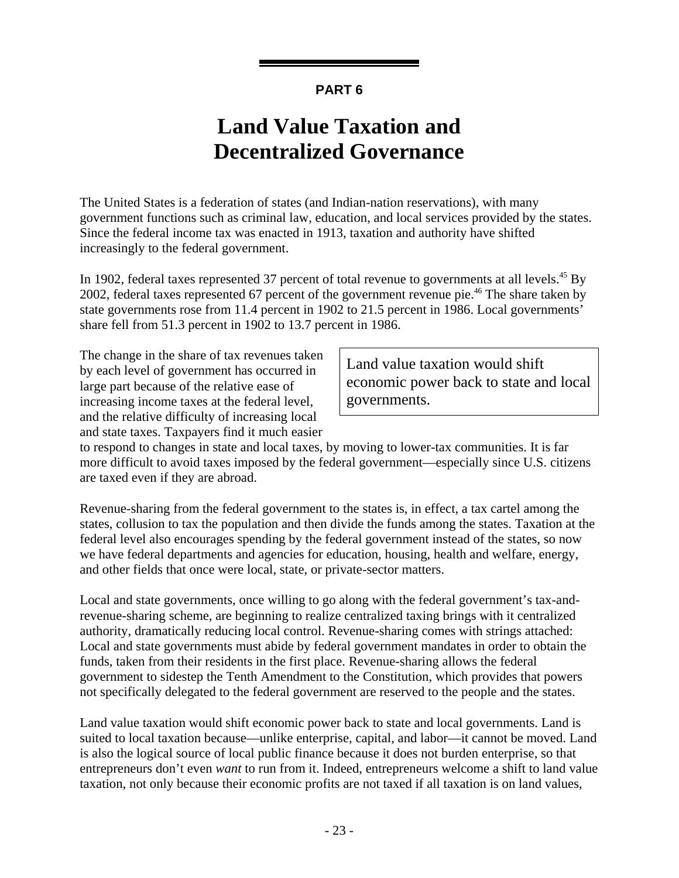PART 6

# Land Value Taxation and Decentralized Governance

The United States is a federation of states (and Indian-nation reservations), with many government functions such as criminal law, education, and local services provided by the states. Since the federal income tax was enacted in 1913, taxation and authority have shifted increasingly to the federal government.

In 1902, federal taxes represented 37 percent of total revenue to governments at all levels.[45] By 2002, federal taxes represented 67 percent of the government revenue pie.[46] The share taken by state governments rose from 11.4 percent in 1902 to 21.5 percent in 1986. Local governments' share fell from 51.3 percent in 1902 to 13.7 percent in 1986.

> Land value taxation would shift economic power back to state and local governments.

The change in the share of tax revenues taken by each level of government has occurred in large part because of the relative ease of increasing income taxes at the federal level, and the relative difficulty of increasing local and state taxes. Taxpayers find it much easier to respond to changes in state and local taxes, by moving to lower-tax communities. It is far more difficult to avoid taxes imposed by the federal government—especially since U.S. citizens are taxed even if they are abroad.

Revenue-sharing from the federal government to the states is, in effect, a tax cartel among the states, collusion to tax the population and then divide the funds among the states. Taxation at the federal level also encourages spending by the federal government instead of the states, so now we have federal departments and agencies for education, housing, health and welfare, energy, and other fields that once were local, state, or private-sector matters.

Local and state governments, once willing to go along with the federal government's tax-and-revenue-sharing scheme, are beginning to realize centralized taxing brings with it centralized authority, dramatically reducing local control. Revenue-sharing comes with strings attached: Local and state governments must abide by federal government mandates in order to obtain the funds, taken from their residents in the first place. Revenue-sharing allows the federal government to sidestep the Tenth Amendment to the Constitution, which provides that powers not specifically delegated to the federal government are reserved to the people and the states.

Land value taxation would shift economic power back to state and local governments. Land is suited to local taxation because—unlike enterprise, capital, and labor—it cannot be moved. Land is also the logical source of local public finance because it does not burden enterprise, so that entrepreneurs don't even *want* to run from it. Indeed, entrepreneurs welcome a shift to land value taxation, not only because their economic profits are not taxed if all taxation is on land values,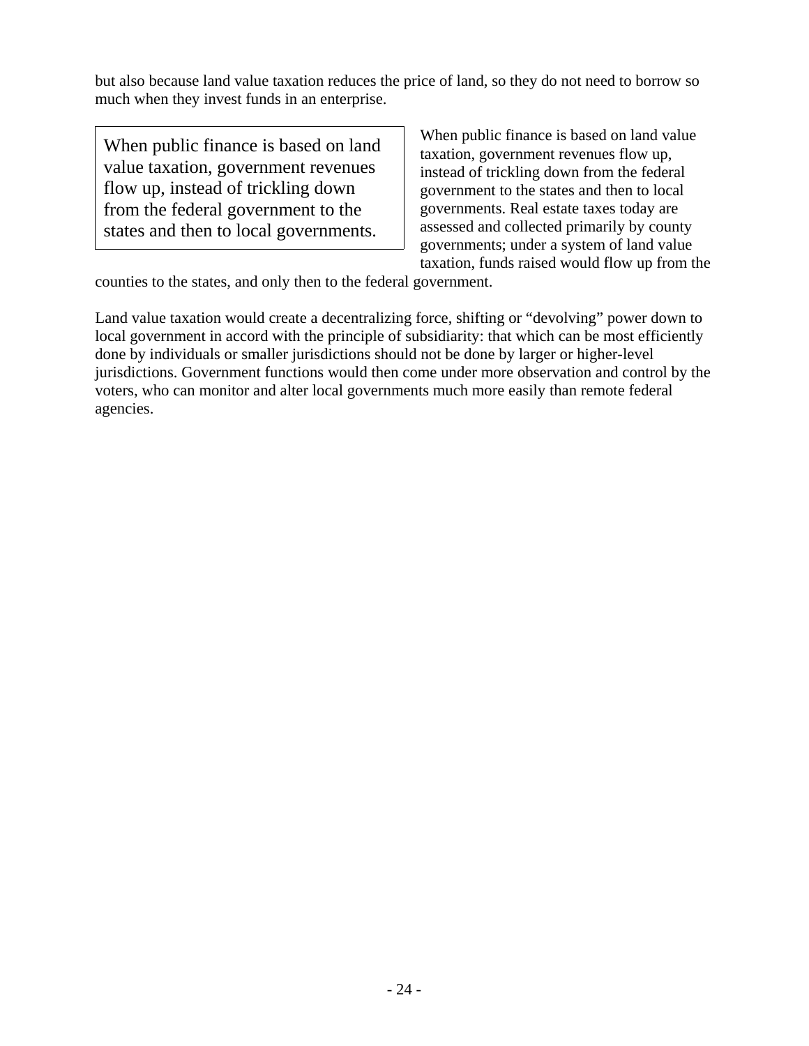but also because land value taxation reduces the price of land, so they do not need to borrow so much when they invest funds in an enterprise.

> When public finance is based on land value taxation, government revenues flow up, instead of trickling down from the federal government to the states and then to local governments.

When public finance is based on land value taxation, government revenues flow up, instead of trickling down from the federal government to the states and then to local governments. Real estate taxes today are assessed and collected primarily by county governments; under a system of land value taxation, funds raised would flow up from the counties to the states, and only then to the federal government.

Land value taxation would create a decentralizing force, shifting or "devolving" power down to local government in accord with the principle of subsidiarity: that which can be most efficiently done by individuals or smaller jurisdictions should not be done by larger or higher-level jurisdictions. Government functions would then come under more observation and control by the voters, who can monitor and alter local governments much more easily than remote federal agencies.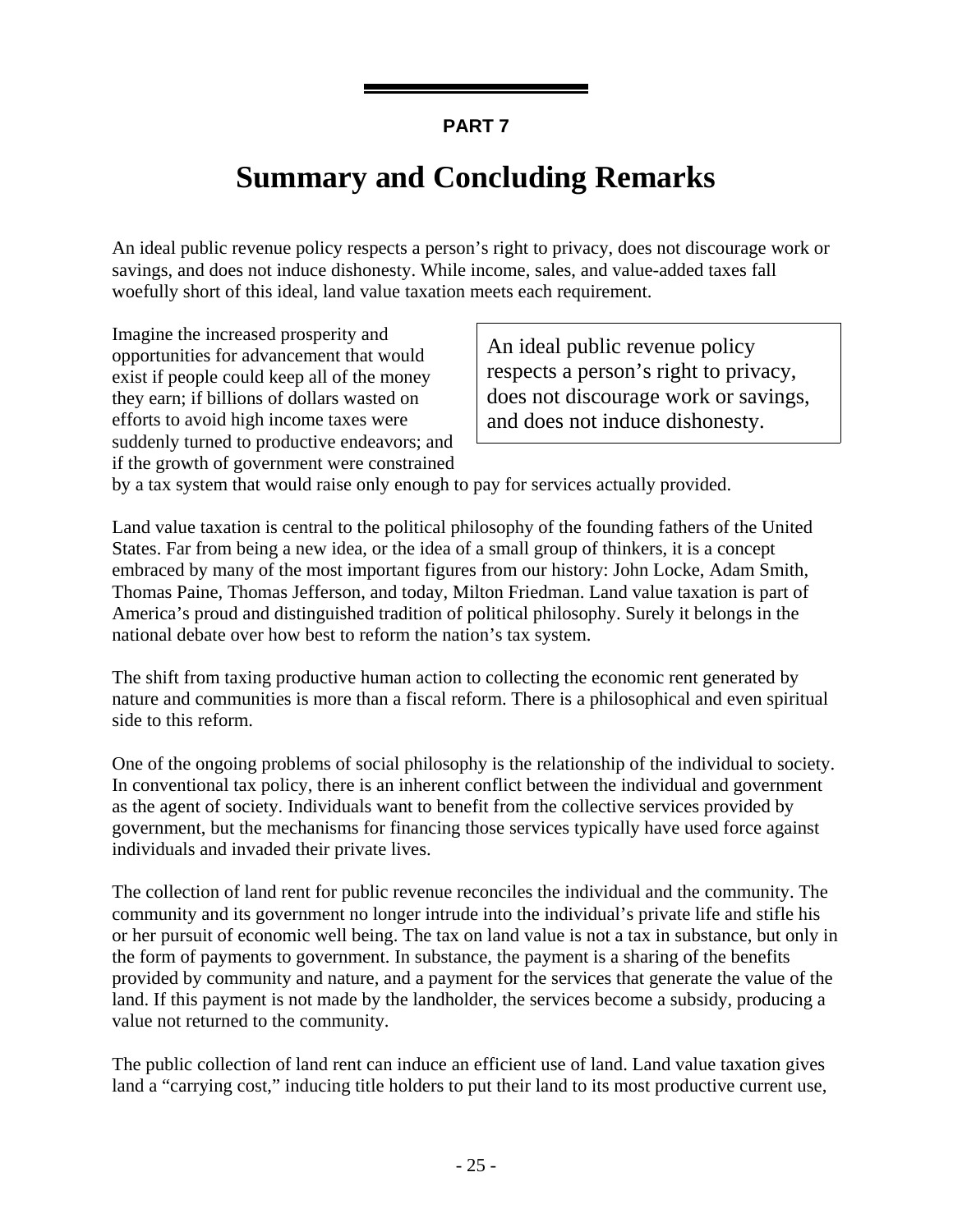**PART 7**

# Summary and Concluding Remarks

An ideal public revenue policy respects a person's right to privacy, does not discourage work or savings, and does not induce dishonesty. While income, sales, and value-added taxes fall woefully short of this ideal, land value taxation meets each requirement.

> An ideal public revenue policy respects a person's right to privacy, does not discourage work or savings, and does not induce dishonesty.

Imagine the increased prosperity and opportunities for advancement that would exist if people could keep all of the money they earn; if billions of dollars wasted on efforts to avoid high income taxes were suddenly turned to productive endeavors; and if the growth of government were constrained by a tax system that would raise only enough to pay for services actually provided.

Land value taxation is central to the political philosophy of the founding fathers of the United States. Far from being a new idea, or the idea of a small group of thinkers, it is a concept embraced by many of the most important figures from our history: John Locke, Adam Smith, Thomas Paine, Thomas Jefferson, and today, Milton Friedman. Land value taxation is part of America's proud and distinguished tradition of political philosophy. Surely it belongs in the national debate over how best to reform the nation's tax system.

The shift from taxing productive human action to collecting the economic rent generated by nature and communities is more than a fiscal reform. There is a philosophical and even spiritual side to this reform.

One of the ongoing problems of social philosophy is the relationship of the individual to society. In conventional tax policy, there is an inherent conflict between the individual and government as the agent of society. Individuals want to benefit from the collective services provided by government, but the mechanisms for financing those services typically have used force against individuals and invaded their private lives.

The collection of land rent for public revenue reconciles the individual and the community. The community and its government no longer intrude into the individual's private life and stifle his or her pursuit of economic well being. The tax on land value is not a tax in substance, but only in the form of payments to government. In substance, the payment is a sharing of the benefits provided by community and nature, and a payment for the services that generate the value of the land. If this payment is not made by the landholder, the services become a subsidy, producing a value not returned to the community.

The public collection of land rent can induce an efficient use of land. Land value taxation gives land a "carrying cost," inducing title holders to put their land to its most productive current use,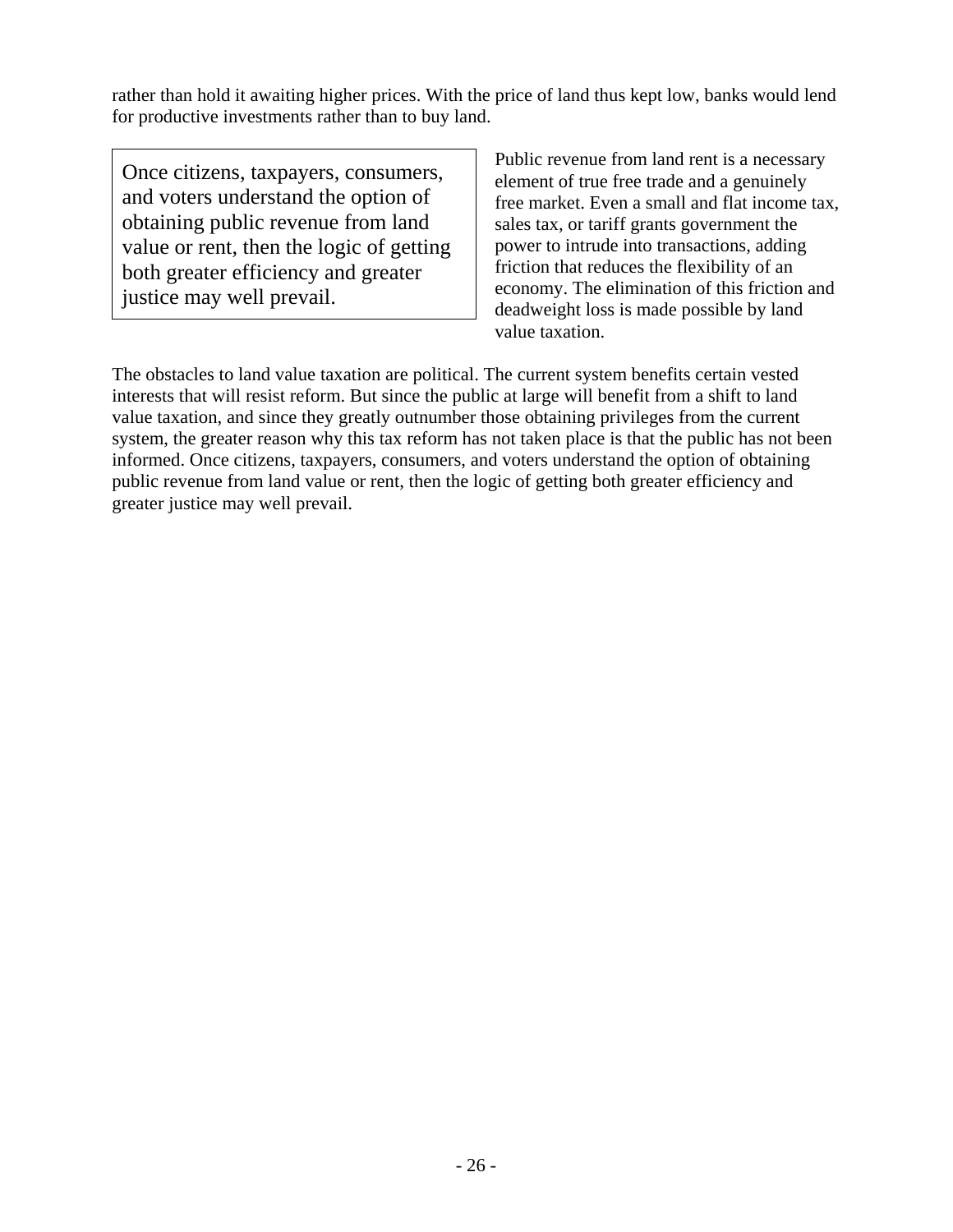rather than hold it awaiting higher prices. With the price of land thus kept low, banks would lend for productive investments rather than to buy land.

> Once citizens, taxpayers, consumers, and voters understand the option of obtaining public revenue from land value or rent, then the logic of getting both greater efficiency and greater justice may well prevail.

Public revenue from land rent is a necessary element of true free trade and a genuinely free market. Even a small and flat income tax, sales tax, or tariff grants government the power to intrude into transactions, adding friction that reduces the flexibility of an economy. The elimination of this friction and deadweight loss is made possible by land value taxation.

The obstacles to land value taxation are political. The current system benefits certain vested interests that will resist reform. But since the public at large will benefit from a shift to land value taxation, and since they greatly outnumber those obtaining privileges from the current system, the greater reason why this tax reform has not taken place is that the public has not been informed. Once citizens, taxpayers, consumers, and voters understand the option of obtaining public revenue from land value or rent, then the logic of getting both greater efficiency and greater justice may well prevail.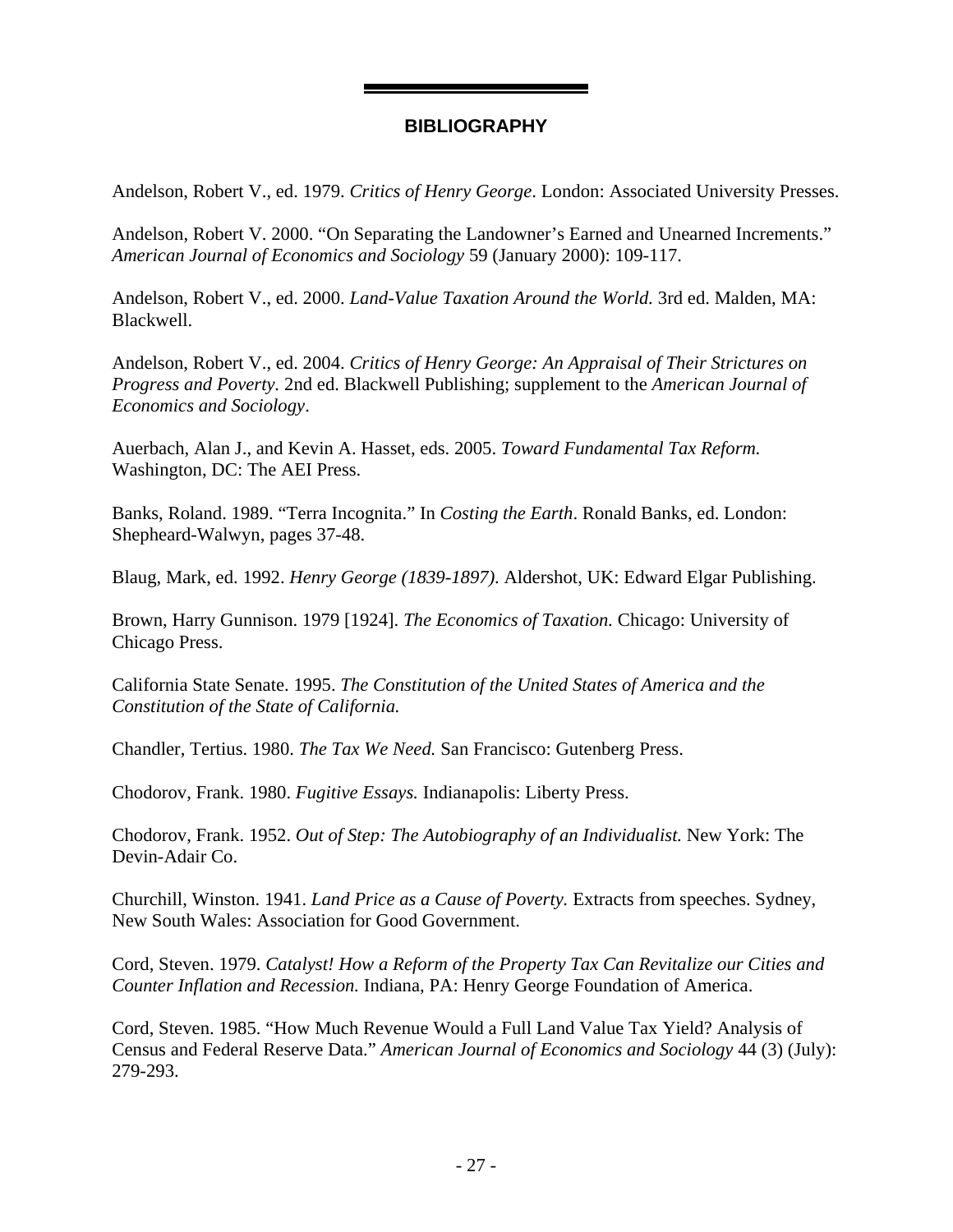## BIBLIOGRAPHY

Andelson, Robert V., ed. 1979. *Critics of Henry George*. London: Associated University Presses.

Andelson, Robert V. 2000. "On Separating the Landowner's Earned and Unearned Increments." *American Journal of Economics and Sociology* 59 (January 2000): 109-117.

Andelson, Robert V., ed. 2000. *Land-Value Taxation Around the World.* 3rd ed. Malden, MA: Blackwell.

Andelson, Robert V., ed. 2004. *Critics of Henry George: An Appraisal of Their Strictures on Progress and Poverty.* 2nd ed. Blackwell Publishing; supplement to the *American Journal of Economics and Sociology*.

Auerbach, Alan J., and Kevin A. Hasset, eds. 2005. *Toward Fundamental Tax Reform.* Washington, DC: The AEI Press.

Banks, Roland. 1989. "Terra Incognita." In *Costing the Earth*. Ronald Banks, ed. London: Shepheard-Walwyn, pages 37-48.

Blaug, Mark, ed. 1992. *Henry George (1839-1897).* Aldershot, UK: Edward Elgar Publishing.

Brown, Harry Gunnison. 1979 [1924]. *The Economics of Taxation.* Chicago: University of Chicago Press.

California State Senate. 1995. *The Constitution of the United States of America and the Constitution of the State of California.*

Chandler, Tertius. 1980. *The Tax We Need.* San Francisco: Gutenberg Press.

Chodorov, Frank. 1980. *Fugitive Essays.* Indianapolis: Liberty Press.

Chodorov, Frank. 1952. *Out of Step: The Autobiography of an Individualist.* New York: The Devin-Adair Co.

Churchill, Winston. 1941. *Land Price as a Cause of Poverty.* Extracts from speeches. Sydney, New South Wales: Association for Good Government.

Cord, Steven. 1979. *Catalyst! How a Reform of the Property Tax Can Revitalize our Cities and Counter Inflation and Recession.* Indiana, PA: Henry George Foundation of America.

Cord, Steven. 1985. "How Much Revenue Would a Full Land Value Tax Yield? Analysis of Census and Federal Reserve Data." *American Journal of Economics and Sociology* 44 (3) (July): 279-293.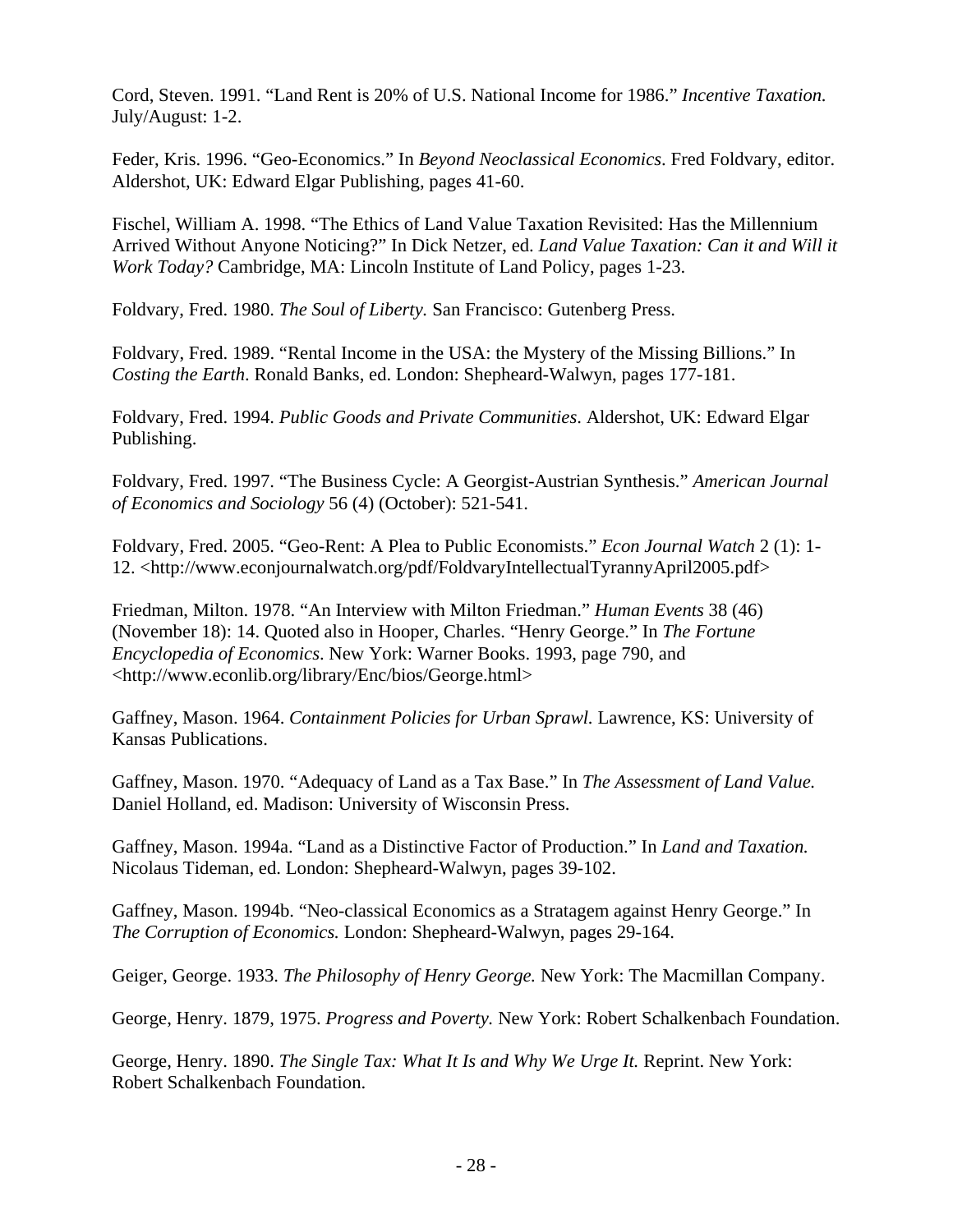Cord, Steven. 1991. "Land Rent is 20% of U.S. National Income for 1986." *Incentive Taxation.* July/August: 1-2.

Feder, Kris. 1996. "Geo-Economics." In *Beyond Neoclassical Economics*. Fred Foldvary, editor. Aldershot, UK: Edward Elgar Publishing, pages 41-60.

Fischel, William A. 1998. "The Ethics of Land Value Taxation Revisited: Has the Millennium Arrived Without Anyone Noticing?" In Dick Netzer, ed. *Land Value Taxation: Can it and Will it Work Today?* Cambridge, MA: Lincoln Institute of Land Policy, pages 1-23.

Foldvary, Fred. 1980. *The Soul of Liberty.* San Francisco: Gutenberg Press.

Foldvary, Fred. 1989. "Rental Income in the USA: the Mystery of the Missing Billions." In *Costing the Earth*. Ronald Banks, ed. London: Shepheard-Walwyn, pages 177-181.

Foldvary, Fred. 1994. *Public Goods and Private Communities*. Aldershot, UK: Edward Elgar Publishing.

Foldvary, Fred. 1997. "The Business Cycle: A Georgist-Austrian Synthesis." *American Journal of Economics and Sociology* 56 (4) (October): 521-541.

Foldvary, Fred. 2005. "Geo-Rent: A Plea to Public Economists." *Econ Journal Watch* 2 (1): 1-12. <http://www.econjournalwatch.org/pdf/FoldvaryIntellectualTyrannyApril2005.pdf>

Friedman, Milton. 1978. "An Interview with Milton Friedman." *Human Events* 38 (46) (November 18): 14. Quoted also in Hooper, Charles. "Henry George." In *The Fortune Encyclopedia of Economics*. New York: Warner Books. 1993, page 790, and <http://www.econlib.org/library/Enc/bios/George.html>

Gaffney, Mason. 1964. *Containment Policies for Urban Sprawl.* Lawrence, KS: University of Kansas Publications.

Gaffney, Mason. 1970. "Adequacy of Land as a Tax Base." In *The Assessment of Land Value.* Daniel Holland, ed. Madison: University of Wisconsin Press.

Gaffney, Mason. 1994a. "Land as a Distinctive Factor of Production." In *Land and Taxation.* Nicolaus Tideman, ed. London: Shepheard-Walwyn, pages 39-102.

Gaffney, Mason. 1994b. "Neo-classical Economics as a Stratagem against Henry George." In *The Corruption of Economics.* London: Shepheard-Walwyn, pages 29-164.

Geiger, George. 1933. *The Philosophy of Henry George.* New York: The Macmillan Company.

George, Henry. 1879, 1975. *Progress and Poverty.* New York: Robert Schalkenbach Foundation.

George, Henry. 1890. *The Single Tax: What It Is and Why We Urge It.* Reprint. New York: Robert Schalkenbach Foundation.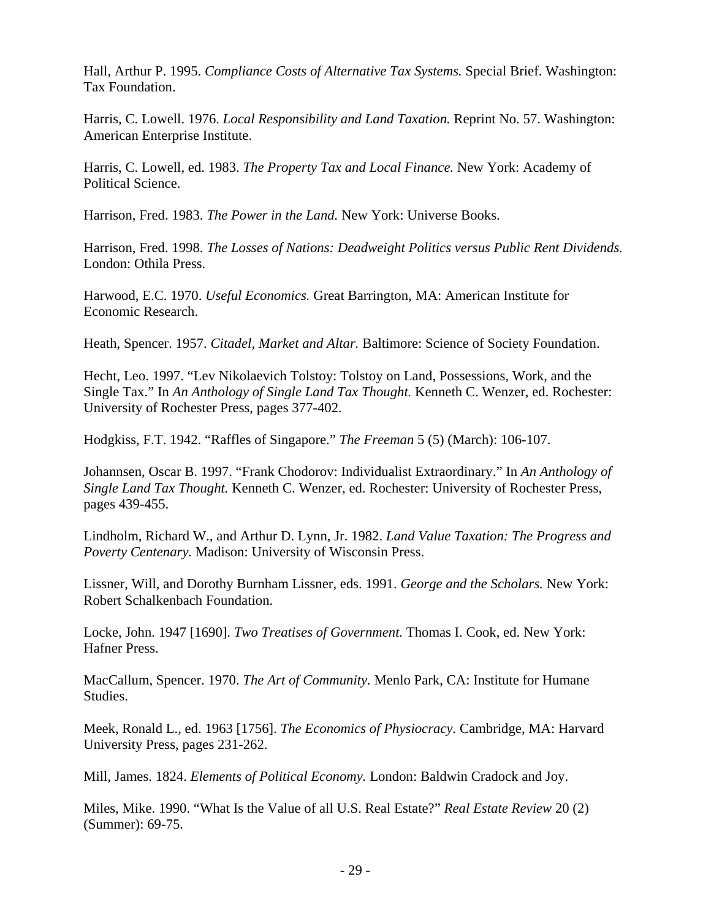Hall, Arthur P. 1995. *Compliance Costs of Alternative Tax Systems.* Special Brief. Washington: Tax Foundation.

Harris, C. Lowell. 1976. *Local Responsibility and Land Taxation.* Reprint No. 57. Washington: American Enterprise Institute.

Harris, C. Lowell, ed. 1983. *The Property Tax and Local Finance.* New York: Academy of Political Science.

Harrison, Fred. 1983. *The Power in the Land.* New York: Universe Books.

Harrison, Fred. 1998. *The Losses of Nations: Deadweight Politics versus Public Rent Dividends.* London: Othila Press.

Harwood, E.C. 1970. *Useful Economics.* Great Barrington, MA: American Institute for Economic Research.

Heath, Spencer. 1957. *Citadel, Market and Altar.* Baltimore: Science of Society Foundation.

Hecht, Leo. 1997. "Lev Nikolaevich Tolstoy: Tolstoy on Land, Possessions, Work, and the Single Tax." In *An Anthology of Single Land Tax Thought.* Kenneth C. Wenzer, ed. Rochester: University of Rochester Press, pages 377-402.

Hodgkiss, F.T. 1942. "Raffles of Singapore." *The Freeman* 5 (5) (March): 106-107.

Johannsen, Oscar B. 1997. "Frank Chodorov: Individualist Extraordinary." In *An Anthology of Single Land Tax Thought.* Kenneth C. Wenzer, ed. Rochester: University of Rochester Press, pages 439-455.

Lindholm, Richard W., and Arthur D. Lynn, Jr. 1982. *Land Value Taxation: The Progress and Poverty Centenary.* Madison: University of Wisconsin Press.

Lissner, Will, and Dorothy Burnham Lissner, eds. 1991. *George and the Scholars.* New York: Robert Schalkenbach Foundation.

Locke, John. 1947 [1690]. *Two Treatises of Government.* Thomas I. Cook, ed. New York: Hafner Press.

MacCallum, Spencer. 1970. *The Art of Community.* Menlo Park, CA: Institute for Humane Studies.

Meek, Ronald L., ed. 1963 [1756]. *The Economics of Physiocracy.* Cambridge, MA: Harvard University Press, pages 231-262.

Mill, James. 1824. *Elements of Political Economy.* London: Baldwin Cradock and Joy.

Miles, Mike. 1990. "What Is the Value of all U.S. Real Estate?" *Real Estate Review* 20 (2) (Summer): 69-75.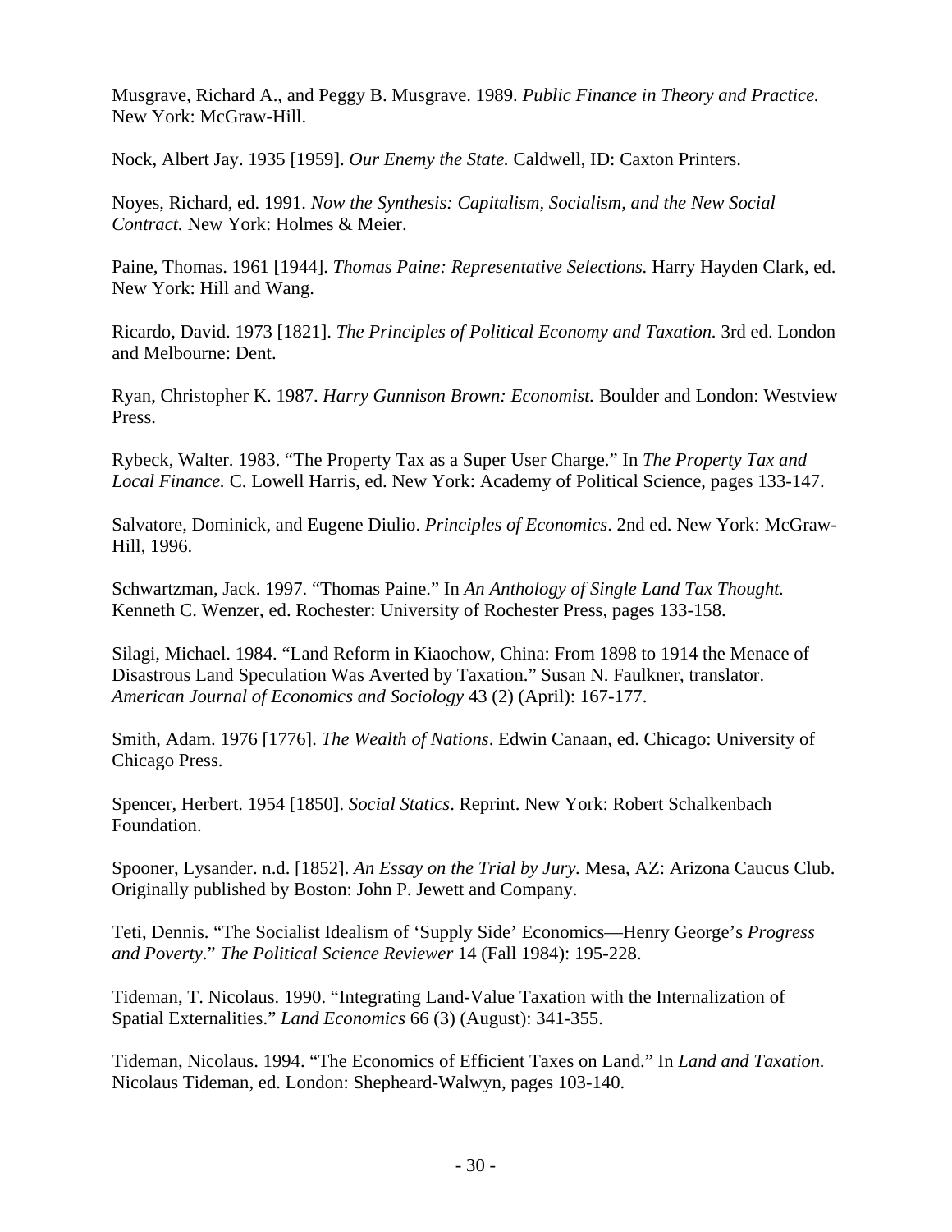Musgrave, Richard A., and Peggy B. Musgrave. 1989. *Public Finance in Theory and Practice.* New York: McGraw-Hill.

Nock, Albert Jay. 1935 [1959]. *Our Enemy the State.* Caldwell, ID: Caxton Printers.

Noyes, Richard, ed. 1991. *Now the Synthesis: Capitalism, Socialism, and the New Social Contract.* New York: Holmes & Meier.

Paine, Thomas. 1961 [1944]. *Thomas Paine: Representative Selections.* Harry Hayden Clark, ed. New York: Hill and Wang.

Ricardo, David. 1973 [1821]. *The Principles of Political Economy and Taxation.* 3rd ed. London and Melbourne: Dent.

Ryan, Christopher K. 1987. *Harry Gunnison Brown: Economist.* Boulder and London: Westview Press.

Rybeck, Walter. 1983. "The Property Tax as a Super User Charge." In *The Property Tax and Local Finance.* C. Lowell Harris, ed. New York: Academy of Political Science, pages 133-147.

Salvatore, Dominick, and Eugene Diulio. *Principles of Economics*. 2nd ed. New York: McGraw-Hill, 1996.

Schwartzman, Jack. 1997. "Thomas Paine." In *An Anthology of Single Land Tax Thought.* Kenneth C. Wenzer, ed. Rochester: University of Rochester Press, pages 133-158.

Silagi, Michael. 1984. "Land Reform in Kiaochow, China: From 1898 to 1914 the Menace of Disastrous Land Speculation Was Averted by Taxation." Susan N. Faulkner, translator. *American Journal of Economics and Sociology* 43 (2) (April): 167-177.

Smith, Adam. 1976 [1776]. *The Wealth of Nations*. Edwin Canaan, ed. Chicago: University of Chicago Press.

Spencer, Herbert. 1954 [1850]. *Social Statics*. Reprint. New York: Robert Schalkenbach Foundation.

Spooner, Lysander. n.d. [1852]. *An Essay on the Trial by Jury.* Mesa, AZ: Arizona Caucus Club. Originally published by Boston: John P. Jewett and Company.

Teti, Dennis. "The Socialist Idealism of 'Supply Side' Economics—Henry George's *Progress and Poverty*." *The Political Science Reviewer* 14 (Fall 1984): 195-228.

Tideman, T. Nicolaus. 1990. "Integrating Land-Value Taxation with the Internalization of Spatial Externalities." *Land Economics* 66 (3) (August): 341-355.

Tideman, Nicolaus. 1994. "The Economics of Efficient Taxes on Land." In *Land and Taxation.* Nicolaus Tideman, ed. London: Shepheard-Walwyn, pages 103-140.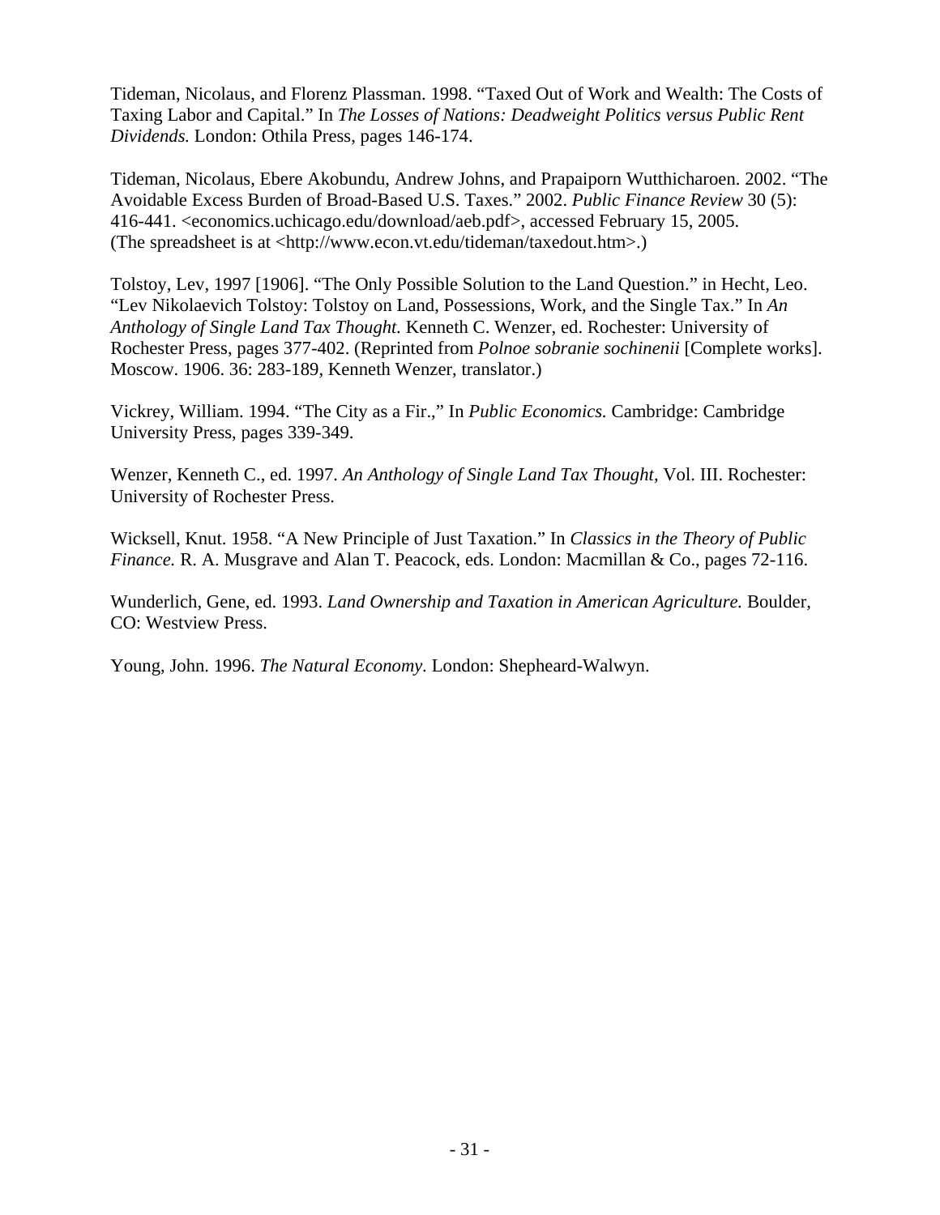Tideman, Nicolaus, and Florenz Plassman. 1998. “Taxed Out of Work and Wealth: The Costs of Taxing Labor and Capital.” In *The Losses of Nations: Deadweight Politics versus Public Rent Dividends.* London: Othila Press, pages 146-174.

Tideman, Nicolaus, Ebere Akobundu, Andrew Johns, and Prapaiporn Wutthicharoen. 2002. “The Avoidable Excess Burden of Broad-Based U.S. Taxes.” 2002. *Public Finance Review* 30 (5): 416-441. <economics.uchicago.edu/download/aeb.pdf>, accessed February 15, 2005. (The spreadsheet is at <http://www.econ.vt.edu/tideman/taxedout.htm>.)

Tolstoy, Lev, 1997 [1906]. “The Only Possible Solution to the Land Question.” in Hecht, Leo. “Lev Nikolaevich Tolstoy: Tolstoy on Land, Possessions, Work, and the Single Tax.” In *An Anthology of Single Land Tax Thought.* Kenneth C. Wenzer, ed. Rochester: University of Rochester Press, pages 377-402. (Reprinted from *Polnoe sobranie sochinenii* [Complete works]. Moscow. 1906. 36: 283-189, Kenneth Wenzer, translator.)

Vickrey, William. 1994. “The City as a Fir.,” In *Public Economics.* Cambridge: Cambridge University Press, pages 339-349.

Wenzer, Kenneth C., ed. 1997. *An Anthology of Single Land Tax Thought,* Vol. III. Rochester: University of Rochester Press.

Wicksell, Knut. 1958. “A New Principle of Just Taxation.” In *Classics in the Theory of Public Finance.* R. A. Musgrave and Alan T. Peacock, eds. London: Macmillan & Co., pages 72-116.

Wunderlich, Gene, ed. 1993. *Land Ownership and Taxation in American Agriculture.* Boulder, CO: Westview Press.

Young, John. 1996. *The Natural Economy.* London: Shepheard-Walwyn.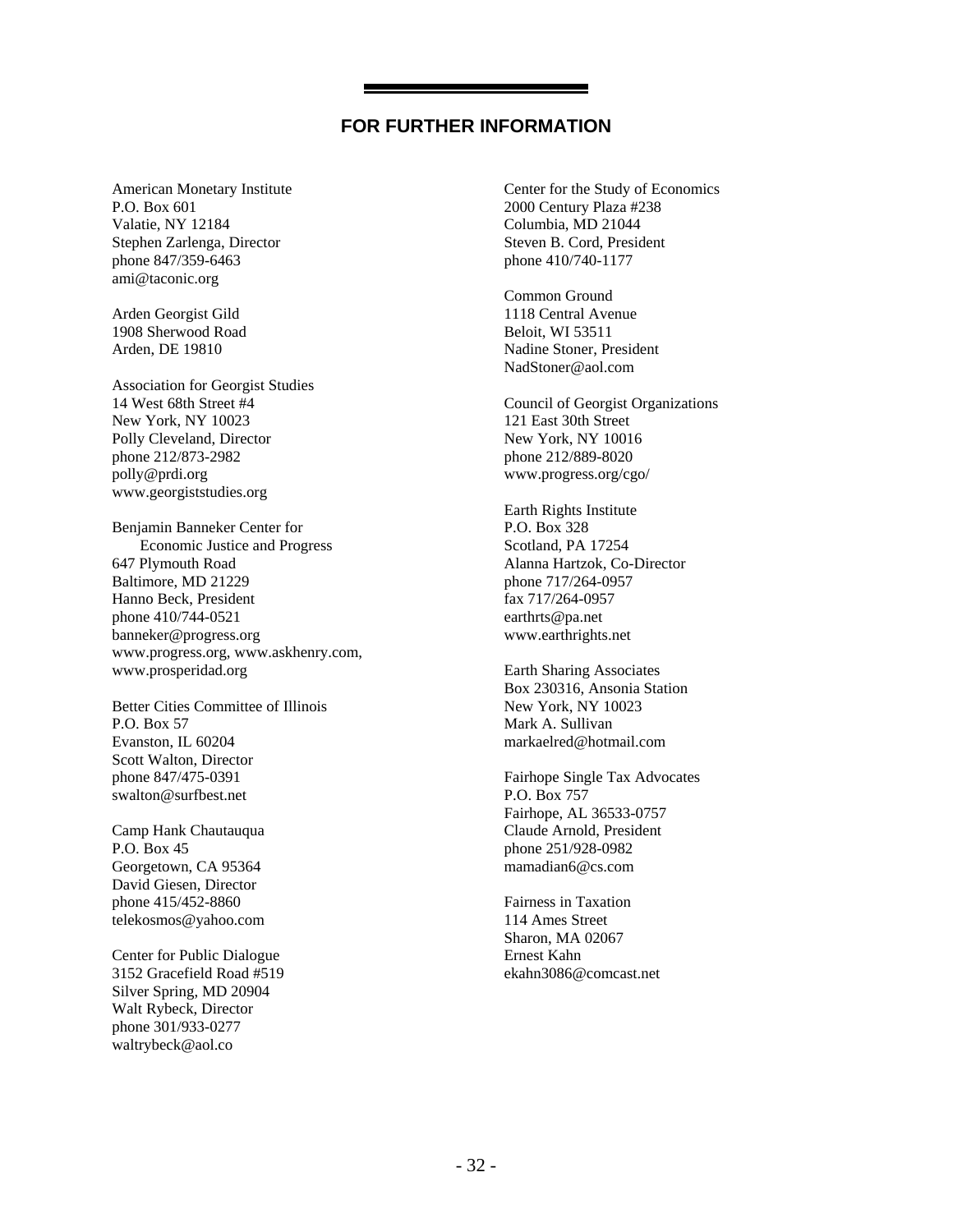## FOR FURTHER INFORMATION

American Monetary Institute
P.O. Box 601
Valatie, NY 12184
Stephen Zarlenga, Director
phone 847/359-6463
ami@taconic.org

Arden Georgist Gild
1908 Sherwood Road
Arden, DE 19810

Association for Georgist Studies
14 West 68th Street #4
New York, NY 10023
Polly Cleveland, Director
phone 212/873-2982
polly@prdi.org
www.georgiststudies.org

Benjamin Banneker Center for Economic Justice and Progress
647 Plymouth Road
Baltimore, MD 21229
Hanno Beck, President
phone 410/744-0521
banneker@progress.org
www.progress.org, www.askhenry.com, www.prosperidad.org

Better Cities Committee of Illinois
P.O. Box 57
Evanston, IL 60204
Scott Walton, Director
phone 847/475-0391
swalton@surfbest.net

Camp Hank Chautauqua
P.O. Box 45
Georgetown, CA 95364
David Giesen, Director
phone 415/452-8860
telekosmos@yahoo.com

Center for Public Dialogue
3152 Gracefield Road #519
Silver Spring, MD 20904
Walt Rybeck, Director
phone 301/933-0277
waltrybeck@aol.co

Center for the Study of Economics
2000 Century Plaza #238
Columbia, MD 21044
Steven B. Cord, President
phone 410/740-1177

Common Ground
1118 Central Avenue
Beloit, WI 53511
Nadine Stoner, President
NadStoner@aol.com

Council of Georgist Organizations
121 East 30th Street
New York, NY 10016
phone 212/889-8020
www.progress.org/cgo/

Earth Rights Institute
P.O. Box 328
Scotland, PA 17254
Alanna Hartzok, Co-Director
phone 717/264-0957
fax 717/264-0957
earthrts@pa.net
www.earthrights.net

Earth Sharing Associates
Box 230316, Ansonia Station
New York, NY 10023
Mark A. Sullivan
markaelred@hotmail.com

Fairhope Single Tax Advocates
P.O. Box 757
Fairhope, AL 36533-0757
Claude Arnold, President
phone 251/928-0982
mamadian6@cs.com

Fairness in Taxation
114 Ames Street
Sharon, MA 02067
Ernest Kahn
ekahn3086@comcast.net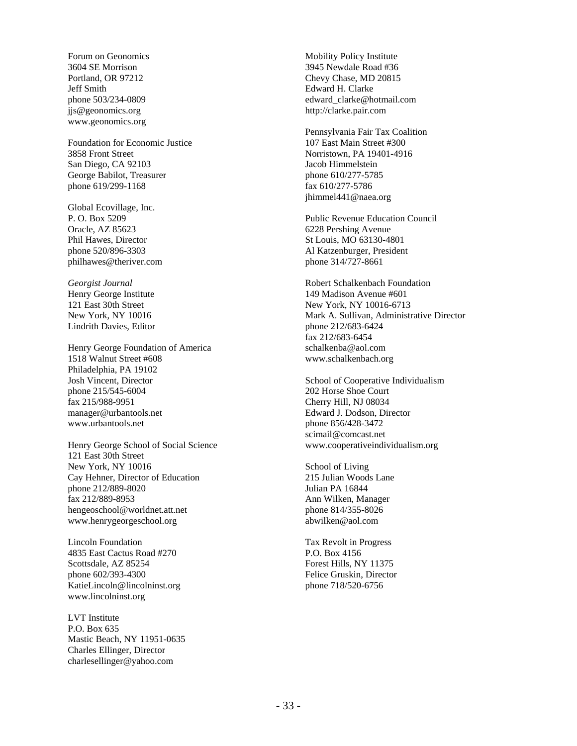Forum on Geonomics
3604 SE Morrison
Portland, OR 97212
Jeff Smith
phone 503/234-0809
jjs@geonomics.org
www.geonomics.org

Foundation for Economic Justice
3858 Front Street
San Diego, CA 92103
George Babilot, Treasurer
phone 619/299-1168

Global Ecovillage, Inc.
P. O. Box 5209
Oracle, AZ 85623
Phil Hawes, Director
phone 520/896-3303
philhawes@theriver.com

*Georgist Journal*
Henry George Institute
121 East 30th Street
New York, NY 10016
Lindrith Davies, Editor

Henry George Foundation of America
1518 Walnut Street #608
Philadelphia, PA 19102
Josh Vincent, Director
phone 215/545-6004
fax 215/988-9951
manager@urbantools.net
www.urbantools.net

Henry George School of Social Science
121 East 30th Street
New York, NY 10016
Cay Hehner, Director of Education
phone 212/889-8020
fax 212/889-8953
hengeoschool@worldnet.att.net
www.henrygeorgeschool.org

Lincoln Foundation
4835 East Cactus Road #270
Scottsdale, AZ 85254
phone 602/393-4300
KatieLincoln@lincolninst.org
www.lincolninst.org

LVT Institute
P.O. Box 635
Mastic Beach, NY 11951-0635
Charles Ellinger, Director
charlesellinger@yahoo.com

Mobility Policy Institute
3945 Newdale Road #36
Chevy Chase, MD 20815
Edward H. Clarke
edward_clarke@hotmail.com
http://clarke.pair.com

Pennsylvania Fair Tax Coalition
107 East Main Street #300
Norristown, PA 19401-4916
Jacob Himmelstein
phone 610/277-5785
fax 610/277-5786
jhimmel441@naea.org

Public Revenue Education Council
6228 Pershing Avenue
St Louis, MO 63130-4801
Al Katzenburger, President
phone 314/727-8661

Robert Schalkenbach Foundation
149 Madison Avenue #601
New York, NY 10016-6713
Mark A. Sullivan, Administrative Director
phone 212/683-6424
fax 212/683-6454
schalkenba@aol.com
www.schalkenbach.org

School of Cooperative Individualism
202 Horse Shoe Court
Cherry Hill, NJ 08034
Edward J. Dodson, Director
phone 856/428-3472
scimail@comcast.net
www.cooperativeindividualism.org

School of Living
215 Julian Woods Lane
Julian PA 16844
Ann Wilken, Manager
phone 814/355-8026
abwilken@aol.com

Tax Revolt in Progress
P.O. Box 4156
Forest Hills, NY 11375
Felice Gruskin, Director
phone 718/520-6756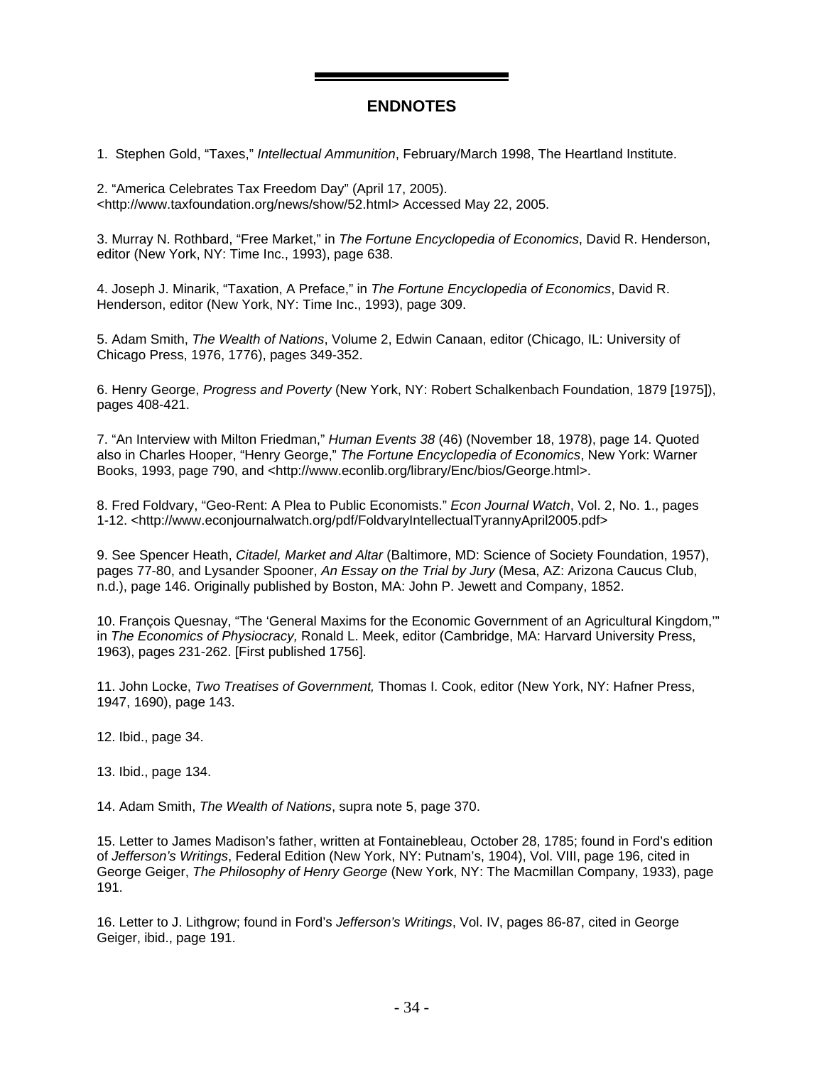## ENDNOTES

1. Stephen Gold, “Taxes,” *Intellectual Ammunition*, February/March 1998, The Heartland Institute.

2. “America Celebrates Tax Freedom Day” (April 17, 2005). <http://www.taxfoundation.org/news/show/52.html> Accessed May 22, 2005.

3. Murray N. Rothbard, “Free Market,” in *The Fortune Encyclopedia of Economics*, David R. Henderson, editor (New York, NY: Time Inc., 1993), page 638.

4. Joseph J. Minarik, “Taxation, A Preface,” in *The Fortune Encyclopedia of Economics*, David R. Henderson, editor (New York, NY: Time Inc., 1993), page 309.

5. Adam Smith, *The Wealth of Nations*, Volume 2, Edwin Canaan, editor (Chicago, IL: University of Chicago Press, 1976, 1776), pages 349-352.

6. Henry George, *Progress and Poverty* (New York, NY: Robert Schalkenbach Foundation, 1879 [1975]), pages 408-421.

7. “An Interview with Milton Friedman,” *Human Events 38* (46) (November 18, 1978), page 14. Quoted also in Charles Hooper, “Henry George,” *The Fortune Encyclopedia of Economics*, New York: Warner Books, 1993, page 790, and <http://www.econlib.org/library/Enc/bios/George.html>.

8. Fred Foldvary, “Geo-Rent: A Plea to Public Economists.” *Econ Journal Watch*, Vol. 2, No. 1., pages 1-12. <http://www.econjournalwatch.org/pdf/FoldvaryIntellectualTyrannyApril2005.pdf>

9. See Spencer Heath, *Citadel, Market and Altar* (Baltimore, MD: Science of Society Foundation, 1957), pages 77-80, and Lysander Spooner, *An Essay on the Trial by Jury* (Mesa, AZ: Arizona Caucus Club, n.d.), page 146. Originally published by Boston, MA: John P. Jewett and Company, 1852.

10. François Quesnay, “The ‘General Maxims for the Economic Government of an Agricultural Kingdom,’” in *The Economics of Physiocracy,* Ronald L. Meek, editor (Cambridge, MA: Harvard University Press, 1963), pages 231-262. [First published 1756].

11. John Locke, *Two Treatises of Government,* Thomas I. Cook, editor (New York, NY: Hafner Press, 1947, 1690), page 143.

12. Ibid., page 34.

13. Ibid., page 134.

14. Adam Smith, *The Wealth of Nations*, supra note 5, page 370.

15. Letter to James Madison’s father, written at Fontainebleau, October 28, 1785; found in Ford’s edition of *Jefferson’s Writings*, Federal Edition (New York, NY: Putnam’s, 1904), Vol. VIII, page 196, cited in George Geiger, *The Philosophy of Henry George* (New York, NY: The Macmillan Company, 1933), page 191.

16. Letter to J. Lithgrow; found in Ford’s *Jefferson’s Writings*, Vol. IV, pages 86-87, cited in George Geiger, ibid., page 191.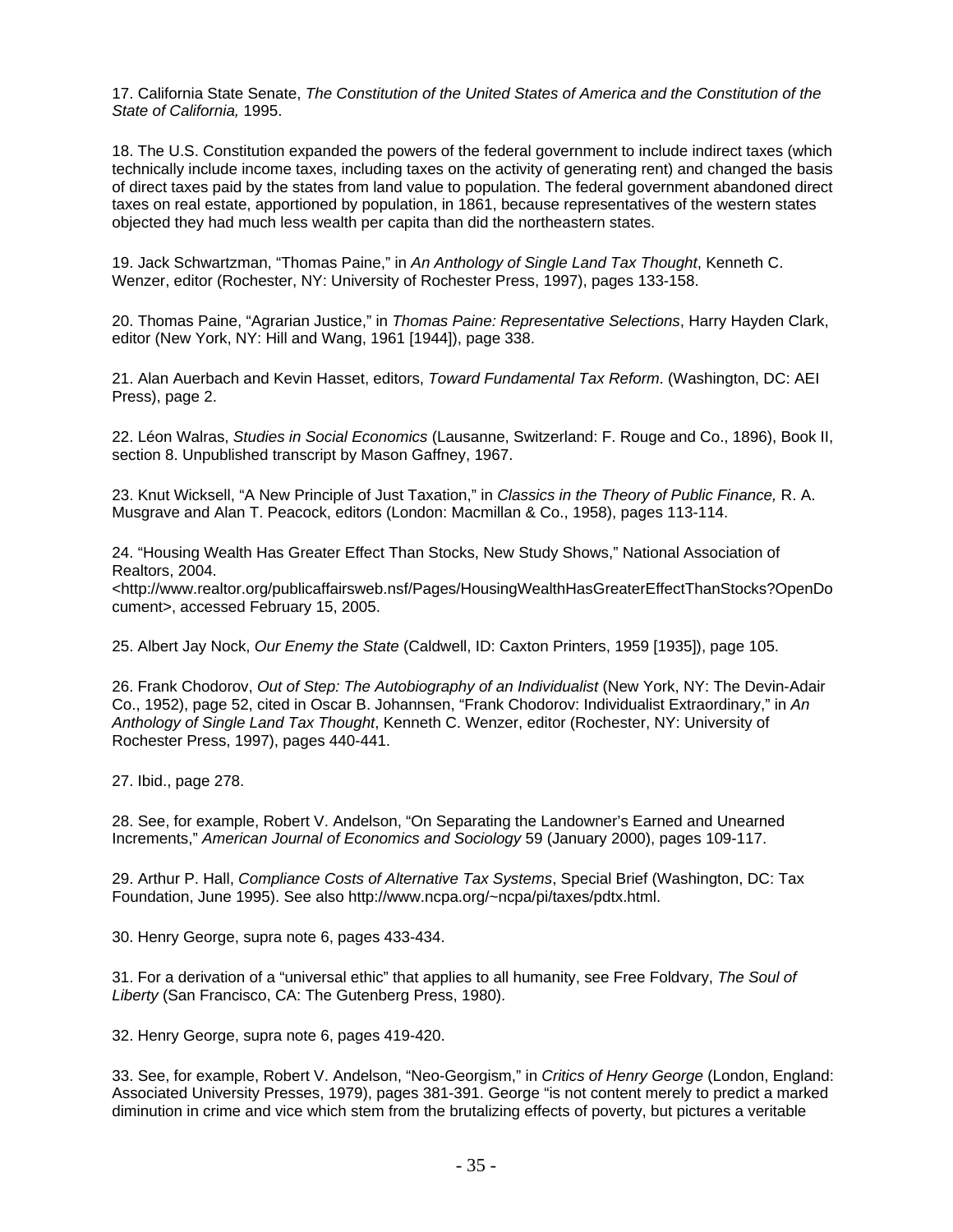17. California State Senate, *The Constitution of the United States of America and the Constitution of the State of California,* 1995.

18. The U.S. Constitution expanded the powers of the federal government to include indirect taxes (which technically include income taxes, including taxes on the activity of generating rent) and changed the basis of direct taxes paid by the states from land value to population. The federal government abandoned direct taxes on real estate, apportioned by population, in 1861, because representatives of the western states objected they had much less wealth per capita than did the northeastern states.

19. Jack Schwartzman, "Thomas Paine," in *An Anthology of Single Land Tax Thought*, Kenneth C. Wenzer, editor (Rochester, NY: University of Rochester Press, 1997), pages 133-158.

20. Thomas Paine, "Agrarian Justice," in *Thomas Paine: Representative Selections*, Harry Hayden Clark, editor (New York, NY: Hill and Wang, 1961 [1944]), page 338.

21. Alan Auerbach and Kevin Hasset, editors, *Toward Fundamental Tax Reform*. (Washington, DC: AEI Press), page 2.

22. Léon Walras, *Studies in Social Economics* (Lausanne, Switzerland: F. Rouge and Co., 1896), Book II, section 8. Unpublished transcript by Mason Gaffney, 1967.

23. Knut Wicksell, "A New Principle of Just Taxation," in *Classics in the Theory of Public Finance,* R. A. Musgrave and Alan T. Peacock, editors (London: Macmillan & Co., 1958), pages 113-114.

24. "Housing Wealth Has Greater Effect Than Stocks, New Study Shows," National Association of Realtors, 2004. <http://www.realtor.org/publicaffairsweb.nsf/Pages/HousingWealthHasGreaterEffectThanStocks?OpenDocument>, accessed February 15, 2005.

25. Albert Jay Nock, *Our Enemy the State* (Caldwell, ID: Caxton Printers, 1959 [1935]), page 105.

26. Frank Chodorov, *Out of Step: The Autobiography of an Individualist* (New York, NY: The Devin-Adair Co., 1952), page 52, cited in Oscar B. Johannsen, "Frank Chodorov: Individualist Extraordinary," in *An Anthology of Single Land Tax Thought*, Kenneth C. Wenzer, editor (Rochester, NY: University of Rochester Press, 1997), pages 440-441.

27. Ibid., page 278.

28. See, for example, Robert V. Andelson, "On Separating the Landowner's Earned and Unearned Increments," *American Journal of Economics and Sociology* 59 (January 2000), pages 109-117.

29. Arthur P. Hall, *Compliance Costs of Alternative Tax Systems*, Special Brief (Washington, DC: Tax Foundation, June 1995). See also http://www.ncpa.org/~ncpa/pi/taxes/pdtx.html.

30. Henry George, supra note 6, pages 433-434.

31. For a derivation of a "universal ethic" that applies to all humanity, see Free Foldvary, *The Soul of Liberty* (San Francisco, CA: The Gutenberg Press, 1980).

32. Henry George, supra note 6, pages 419-420.

33. See, for example, Robert V. Andelson, "Neo-Georgism," in *Critics of Henry George* (London, England: Associated University Presses, 1979), pages 381-391. George "is not content merely to predict a marked diminution in crime and vice which stem from the brutalizing effects of poverty, but pictures a veritable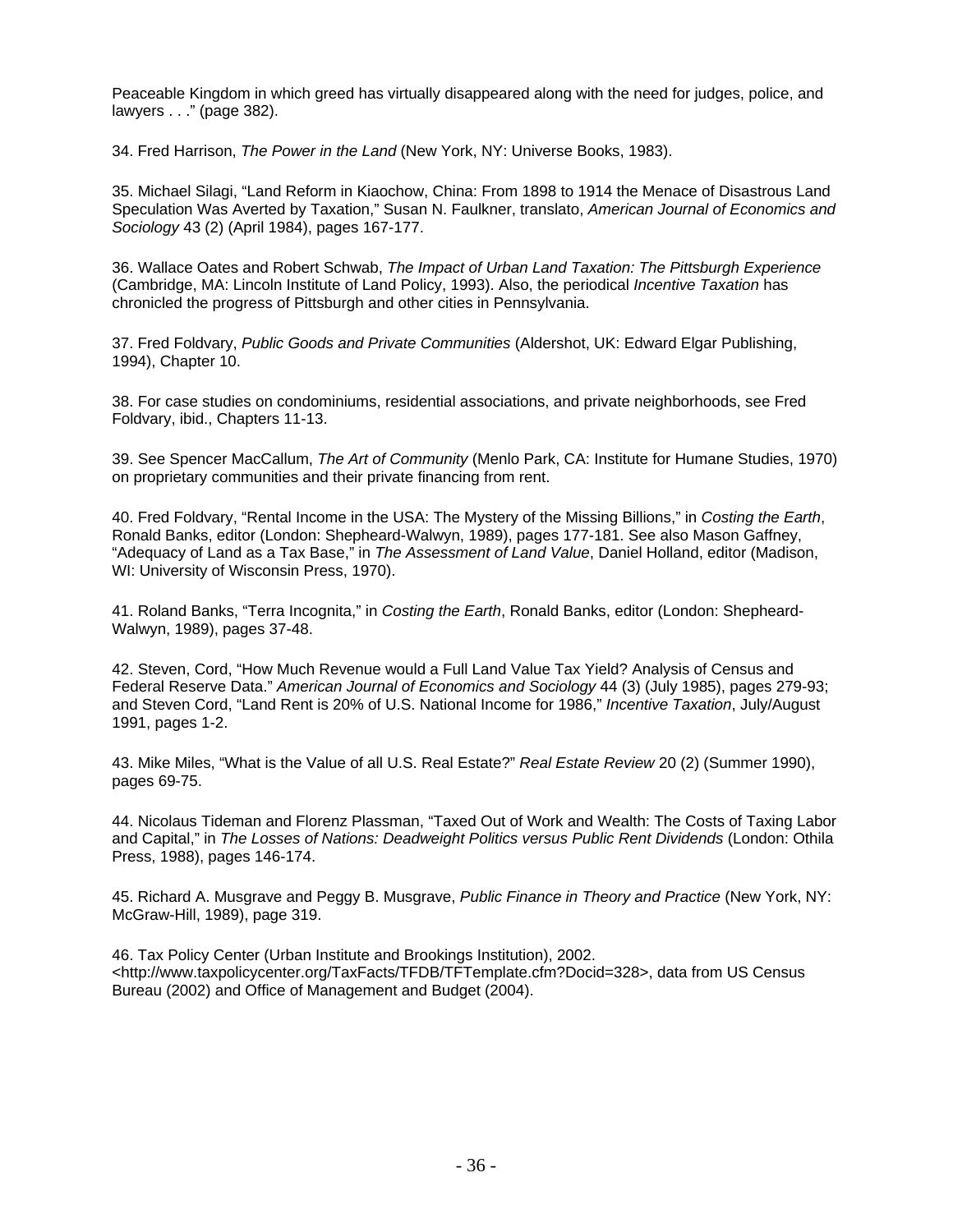Peaceable Kingdom in which greed has virtually disappeared along with the need for judges, police, and lawyers . . ." (page 382).

34. Fred Harrison, *The Power in the Land* (New York, NY: Universe Books, 1983).

35. Michael Silagi, "Land Reform in Kiaochow, China: From 1898 to 1914 the Menace of Disastrous Land Speculation Was Averted by Taxation," Susan N. Faulkner, translato, *American Journal of Economics and Sociology* 43 (2) (April 1984), pages 167-177.

36. Wallace Oates and Robert Schwab, *The Impact of Urban Land Taxation: The Pittsburgh Experience* (Cambridge, MA: Lincoln Institute of Land Policy, 1993). Also, the periodical *Incentive Taxation* has chronicled the progress of Pittsburgh and other cities in Pennsylvania.

37. Fred Foldvary, *Public Goods and Private Communities* (Aldershot, UK: Edward Elgar Publishing, 1994), Chapter 10.

38. For case studies on condominiums, residential associations, and private neighborhoods, see Fred Foldvary, ibid., Chapters 11-13.

39. See Spencer MacCallum, *The Art of Community* (Menlo Park, CA: Institute for Humane Studies, 1970) on proprietary communities and their private financing from rent.

40. Fred Foldvary, "Rental Income in the USA: The Mystery of the Missing Billions," in *Costing the Earth*, Ronald Banks, editor (London: Shepheard-Walwyn, 1989), pages 177-181. See also Mason Gaffney, "Adequacy of Land as a Tax Base," in *The Assessment of Land Value*, Daniel Holland, editor (Madison, WI: University of Wisconsin Press, 1970).

41. Roland Banks, "Terra Incognita," in *Costing the Earth*, Ronald Banks, editor (London: Shepheard-Walwyn, 1989), pages 37-48.

42. Steven, Cord, "How Much Revenue would a Full Land Value Tax Yield? Analysis of Census and Federal Reserve Data." *American Journal of Economics and Sociology* 44 (3) (July 1985), pages 279-93; and Steven Cord, "Land Rent is 20% of U.S. National Income for 1986," *Incentive Taxation*, July/August 1991, pages 1-2.

43. Mike Miles, "What is the Value of all U.S. Real Estate?" *Real Estate Review* 20 (2) (Summer 1990), pages 69-75.

44. Nicolaus Tideman and Florenz Plassman, "Taxed Out of Work and Wealth: The Costs of Taxing Labor and Capital," in *The Losses of Nations: Deadweight Politics versus Public Rent Dividends* (London: Othila Press, 1988), pages 146-174.

45. Richard A. Musgrave and Peggy B. Musgrave, *Public Finance in Theory and Practice* (New York, NY: McGraw-Hill, 1989), page 319.

46. Tax Policy Center (Urban Institute and Brookings Institution), 2002. <http://www.taxpolicycenter.org/TaxFacts/TFDB/TFTemplate.cfm?Docid=328>, data from US Census Bureau (2002) and Office of Management and Budget (2004).